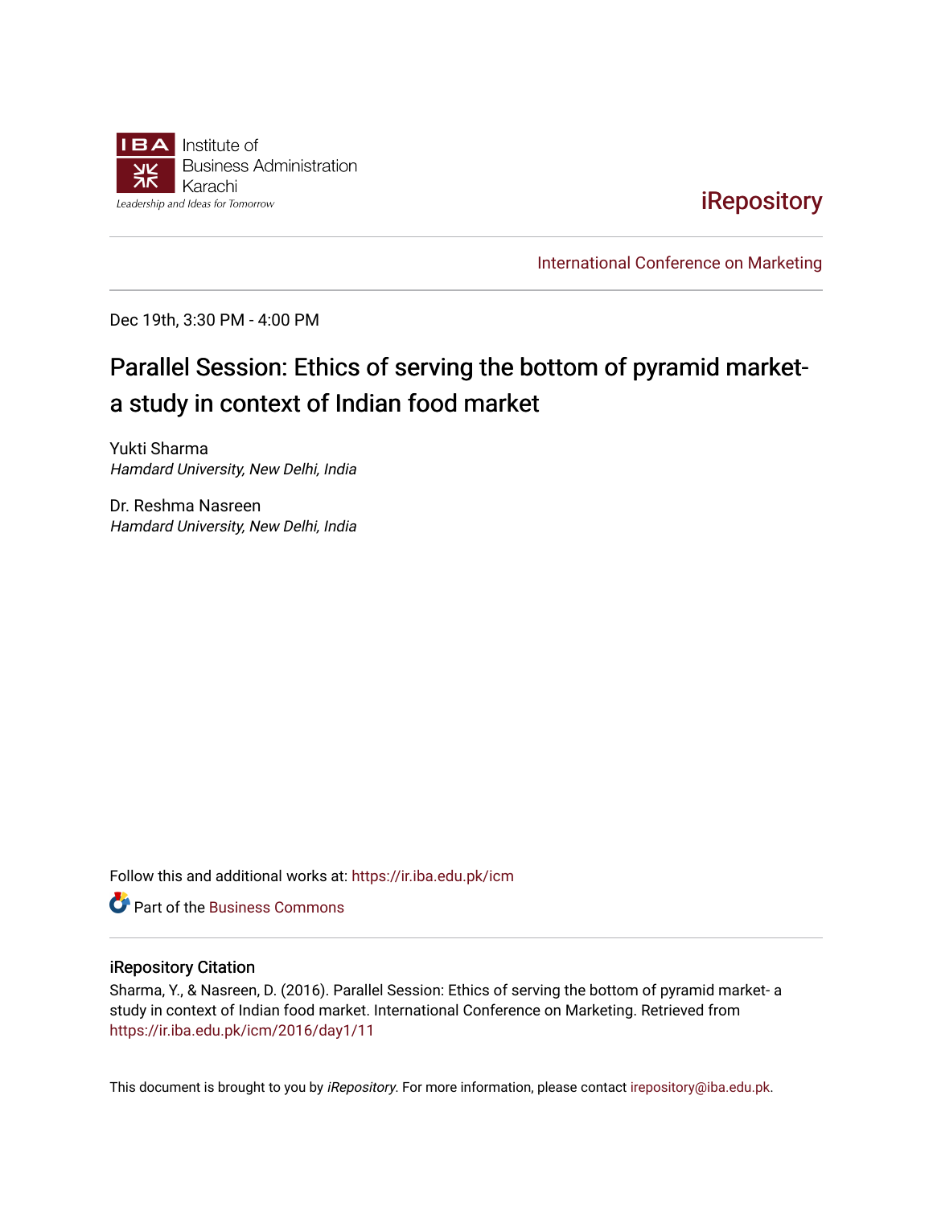Institute of Business Administration Karachi

Leadership and Ideas for Tomorrow

iRepository

International Conference on Marketing

Dec 19th, 3:30 PM - 4:00 PM

# Parallel Session: Ethics of serving the bottom of pyramid market- a study in context of Indian food market

Yukti Sharma
*Hamdard University, New Delhi, India*

Dr. Reshma Nasreen
*Hamdard University, New Delhi, India*

Follow this and additional works at: https://ir.iba.edu.pk/icm

Part of the Business Commons

## iRepository Citation

Sharma, Y., & Nasreen, D. (2016). Parallel Session: Ethics of serving the bottom of pyramid market- a study in context of Indian food market. International Conference on Marketing. Retrieved from https://ir.iba.edu.pk/icm/2016/day1/11

This document is brought to you by *iRepository*. For more information, please contact irepository@iba.edu.pk.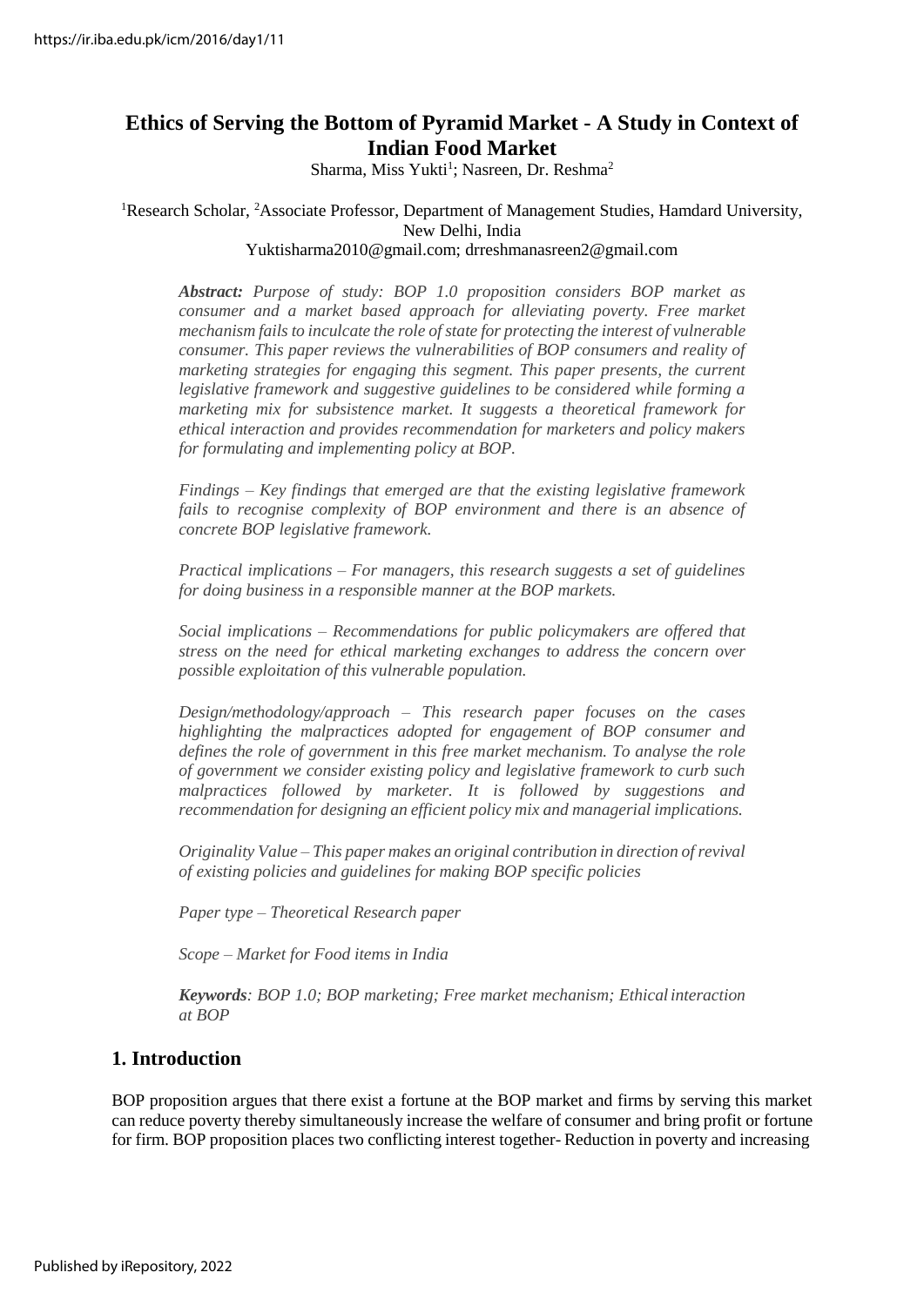# Ethics of Serving the Bottom of Pyramid Market - A Study in Context of Indian Food Market

Sharma, Miss Yukti[1]; Nasreen, Dr. Reshma[2]

[1]Research Scholar, [2]Associate Professor, Department of Management Studies, Hamdard University, New Delhi, India

Yuktisharma2010@gmail.com; drreshmanasreen2@gmail.com

***Abstract:*** *Purpose of study: BOP 1.0 proposition considers BOP market as consumer and a market based approach for alleviating poverty. Free market mechanism fails to inculcate the role of state for protecting the interest of vulnerable consumer. This paper reviews the vulnerabilities of BOP consumers and reality of marketing strategies for engaging this segment. This paper presents, the current legislative framework and suggestive guidelines to be considered while forming a marketing mix for subsistence market. It suggests a theoretical framework for ethical interaction and provides recommendation for marketers and policy makers for formulating and implementing policy at BOP.*

*Findings – Key findings that emerged are that the existing legislative framework fails to recognise complexity of BOP environment and there is an absence of concrete BOP legislative framework.*

*Practical implications – For managers, this research suggests a set of guidelines for doing business in a responsible manner at the BOP markets.*

*Social implications – Recommendations for public policymakers are offered that stress on the need for ethical marketing exchanges to address the concern over possible exploitation of this vulnerable population.*

*Design/methodology/approach – This research paper focuses on the cases highlighting the malpractices adopted for engagement of BOP consumer and defines the role of government in this free market mechanism. To analyse the role of government we consider existing policy and legislative framework to curb such malpractices followed by marketer. It is followed by suggestions and recommendation for designing an efficient policy mix and managerial implications.*

*Originality Value – This paper makes an original contribution in direction of revival of existing policies and guidelines for making BOP specific policies*

*Paper type – Theoretical Research paper*

*Scope – Market for Food items in India*

***Keywords****: BOP 1.0; BOP marketing; Free market mechanism; Ethical interaction at BOP*

## 1. Introduction

BOP proposition argues that there exist a fortune at the BOP market and firms by serving this market can reduce poverty thereby simultaneously increase the welfare of consumer and bring profit or fortune for firm. BOP proposition places two conflicting interest together- Reduction in poverty and increasing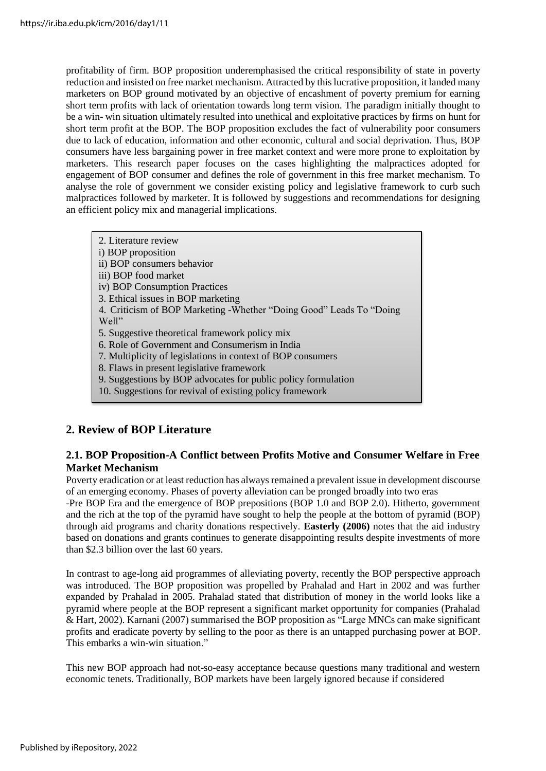profitability of firm. BOP proposition underemphasised the critical responsibility of state in poverty reduction and insisted on free market mechanism. Attracted by this lucrative proposition, it landed many marketers on BOP ground motivated by an objective of encashment of poverty premium for earning short term profits with lack of orientation towards long term vision. The paradigm initially thought to be a win- win situation ultimately resulted into unethical and exploitative practices by firms on hunt for short term profit at the BOP. The BOP proposition excludes the fact of vulnerability poor consumers due to lack of education, information and other economic, cultural and social deprivation. Thus, BOP consumers have less bargaining power in free market context and were more prone to exploitation by marketers. This research paper focuses on the cases highlighting the malpractices adopted for engagement of BOP consumer and defines the role of government in this free market mechanism. To analyse the role of government we consider existing policy and legislative framework to curb such malpractices followed by marketer. It is followed by suggestions and recommendations for designing an efficient policy mix and managerial implications.

2. Literature review
i) BOP proposition
ii) BOP consumers behavior
iii) BOP food market
iv) BOP Consumption Practices
3. Ethical issues in BOP marketing
4. Criticism of BOP Marketing -Whether “Doing Good” Leads To “Doing Well”
5. Suggestive theoretical framework policy mix
6. Role of Government and Consumerism in India
7. Multiplicity of legislations in context of BOP consumers
8. Flaws in present legislative framework
9. Suggestions by BOP advocates for public policy formulation
10. Suggestions for revival of existing policy framework

## 2. Review of BOP Literature

### 2.1. BOP Proposition-A Conflict between Profits Motive and Consumer Welfare in Free Market Mechanism

Poverty eradication or at least reduction has always remained a prevalent issue in development discourse of an emerging economy. Phases of poverty alleviation can be pronged broadly into two eras
-Pre BOP Era and the emergence of BOP prepositions (BOP 1.0 and BOP 2.0). Hitherto, government and the rich at the top of the pyramid have sought to help the people at the bottom of pyramid (BOP) through aid programs and charity donations respectively. **Easterly (2006)** notes that the aid industry based on donations and grants continues to generate disappointing results despite investments of more than $2.3 billion over the last 60 years.

In contrast to age-long aid programmes of alleviating poverty, recently the BOP perspective approach was introduced. The BOP proposition was propelled by Prahalad and Hart in 2002 and was further expanded by Prahalad in 2005. Prahalad stated that distribution of money in the world looks like a pyramid where people at the BOP represent a significant market opportunity for companies (Prahalad & Hart, 2002). Karnani (2007) summarised the BOP proposition as “Large MNCs can make significant profits and eradicate poverty by selling to the poor as there is an untapped purchasing power at BOP. This embarks a win-win situation.”

This new BOP approach had not-so-easy acceptance because questions many traditional and western economic tenets. Traditionally, BOP markets have been largely ignored because if considered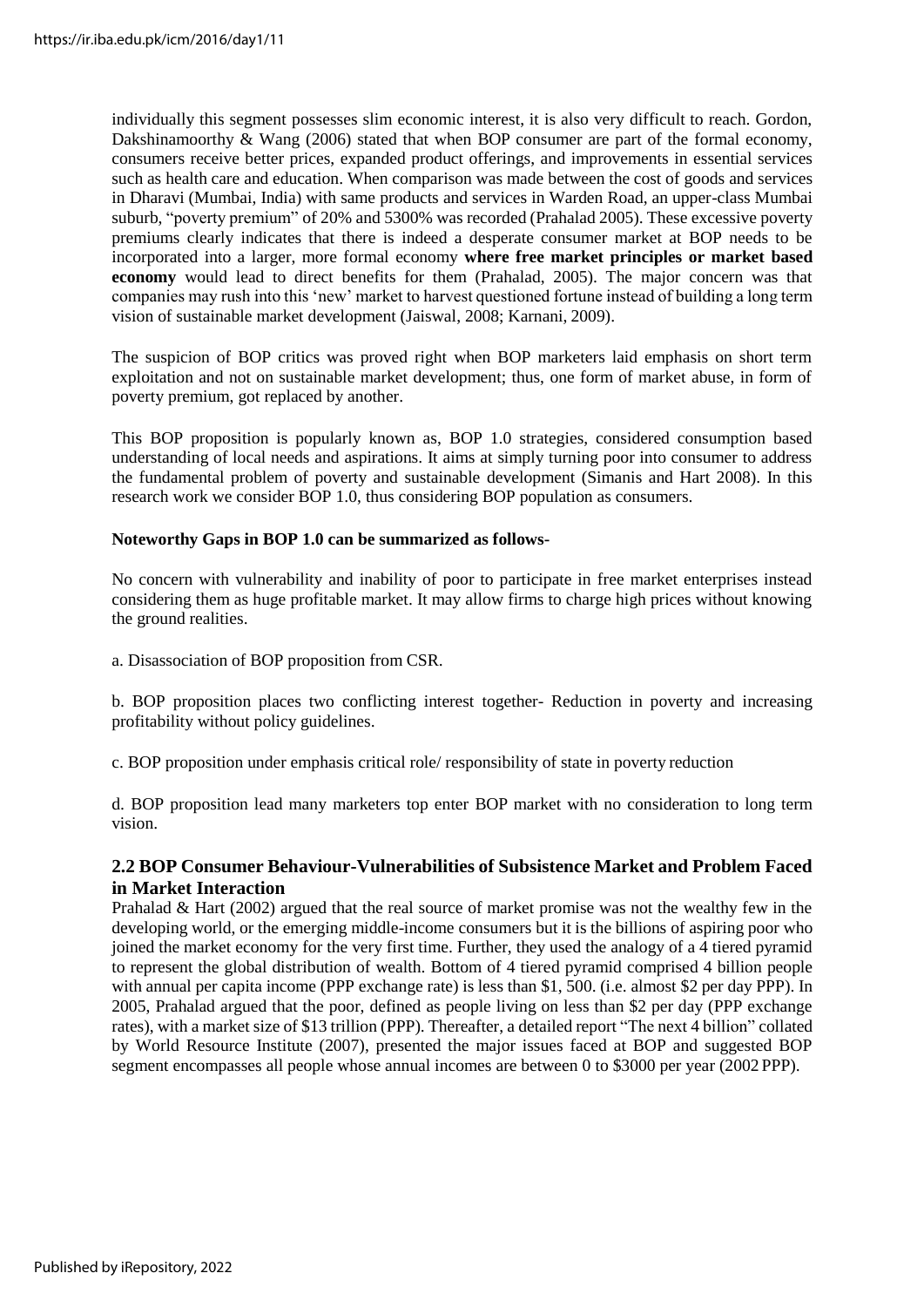individually this segment possesses slim economic interest, it is also very difficult to reach. Gordon, Dakshinamoorthy & Wang (2006) stated that when BOP consumer are part of the formal economy, consumers receive better prices, expanded product offerings, and improvements in essential services such as health care and education. When comparison was made between the cost of goods and services in Dharavi (Mumbai, India) with same products and services in Warden Road, an upper-class Mumbai suburb, "poverty premium" of 20% and 5300% was recorded (Prahalad 2005). These excessive poverty premiums clearly indicates that there is indeed a desperate consumer market at BOP needs to be incorporated into a larger, more formal economy **where free market principles or market based economy** would lead to direct benefits for them (Prahalad, 2005). The major concern was that companies may rush into this 'new' market to harvest questioned fortune instead of building a long term vision of sustainable market development (Jaiswal, 2008; Karnani, 2009).

The suspicion of BOP critics was proved right when BOP marketers laid emphasis on short term exploitation and not on sustainable market development; thus, one form of market abuse, in form of poverty premium, got replaced by another.

This BOP proposition is popularly known as, BOP 1.0 strategies, considered consumption based understanding of local needs and aspirations. It aims at simply turning poor into consumer to address the fundamental problem of poverty and sustainable development (Simanis and Hart 2008). In this research work we consider BOP 1.0, thus considering BOP population as consumers.

**Noteworthy Gaps in BOP 1.0 can be summarized as follows-**

No concern with vulnerability and inability of poor to participate in free market enterprises instead considering them as huge profitable market. It may allow firms to charge high prices without knowing the ground realities.

a. Disassociation of BOP proposition from CSR.

b. BOP proposition places two conflicting interest together- Reduction in poverty and increasing profitability without policy guidelines.

c. BOP proposition under emphasis critical role/ responsibility of state in poverty reduction

d. BOP proposition lead many marketers top enter BOP market with no consideration to long term vision.

## 2.2 BOP Consumer Behaviour-Vulnerabilities of Subsistence Market and Problem Faced in Market Interaction

Prahalad & Hart (2002) argued that the real source of market promise was not the wealthy few in the developing world, or the emerging middle-income consumers but it is the billions of aspiring poor who joined the market economy for the very first time. Further, they used the analogy of a 4 tiered pyramid to represent the global distribution of wealth. Bottom of 4 tiered pyramid comprised 4 billion people with annual per capita income (PPP exchange rate) is less than $1, 500. (i.e. almost $2 per day PPP). In 2005, Prahalad argued that the poor, defined as people living on less than $2 per day (PPP exchange rates), with a market size of $13 trillion (PPP). Thereafter, a detailed report "The next 4 billion" collated by World Resource Institute (2007), presented the major issues faced at BOP and suggested BOP segment encompasses all people whose annual incomes are between 0 to $3000 per year (2002 PPP).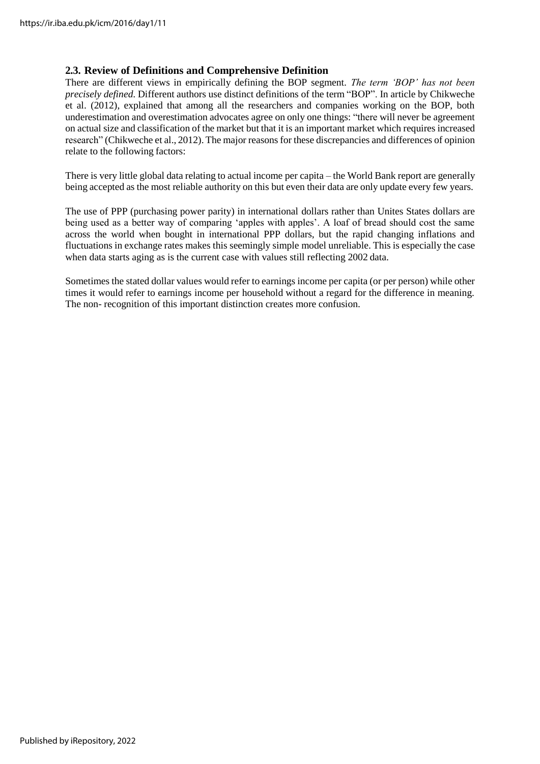### 2.3. Review of Definitions and Comprehensive Definition

There are different views in empirically defining the BOP segment. *The term 'BOP' has not been precisely defined.* Different authors use distinct definitions of the term "BOP". In article by Chikweche et al. (2012), explained that among all the researchers and companies working on the BOP, both underestimation and overestimation advocates agree on only one things: "there will never be agreement on actual size and classification of the market but that it is an important market which requires increased research" (Chikweche et al., 2012). The major reasons for these discrepancies and differences of opinion relate to the following factors:

There is very little global data relating to actual income per capita – the World Bank report are generally being accepted as the most reliable authority on this but even their data are only update every few years.

The use of PPP (purchasing power parity) in international dollars rather than Unites States dollars are being used as a better way of comparing 'apples with apples'. A loaf of bread should cost the same across the world when bought in international PPP dollars, but the rapid changing inflations and fluctuations in exchange rates makes this seemingly simple model unreliable. This is especially the case when data starts aging as is the current case with values still reflecting 2002 data.

Sometimes the stated dollar values would refer to earnings income per capita (or per person) while other times it would refer to earnings income per household without a regard for the difference in meaning. The non- recognition of this important distinction creates more confusion.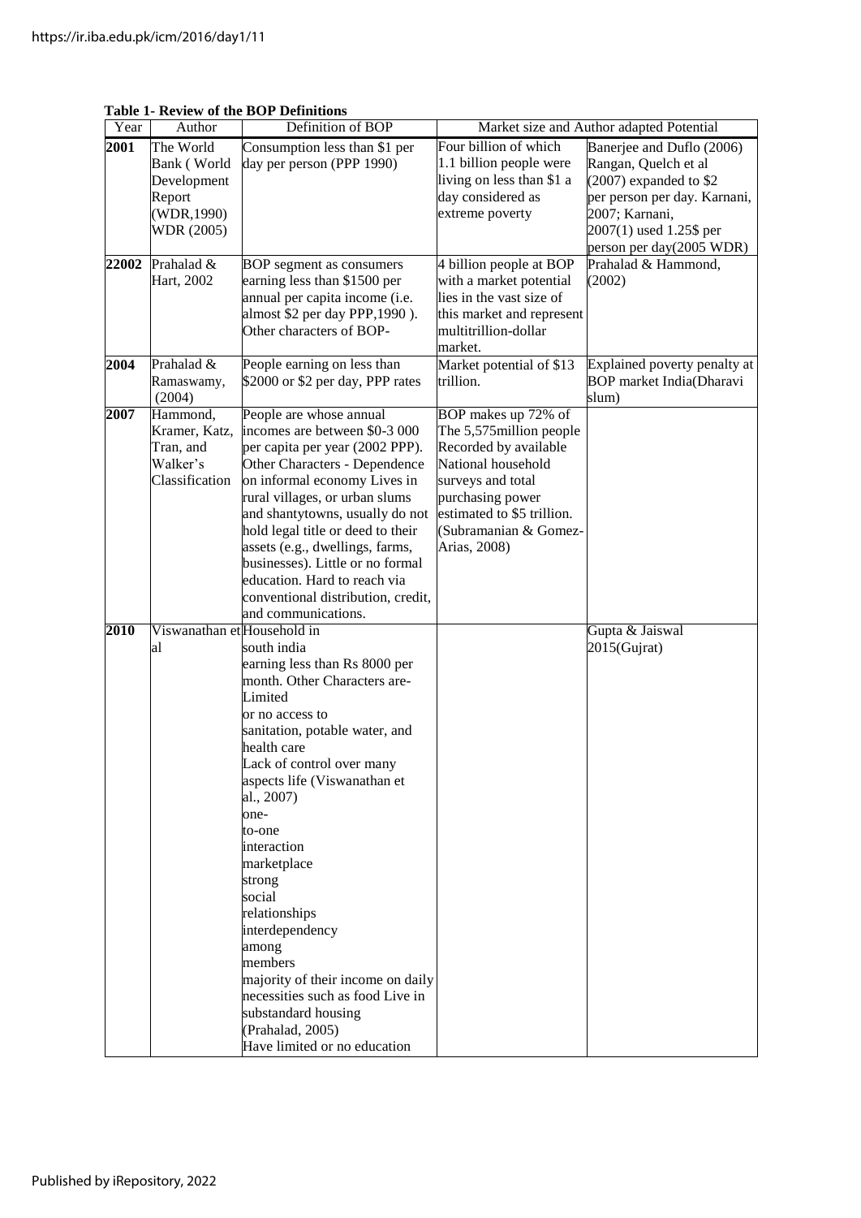**Table 1- Review of the BOP Definitions**

| Year | Author | Definition of BOP | Market size and Author adapted Potential | |
|---|---|---|---|---|
| **2001** | The World Bank ( World Development Report (WDR,1990) WDR (2005) | Consumption less than $1 per day per person (PPP 1990) | Four billion of which 1.1 billion people were living on less than $1 a day considered as extreme poverty | Banerjee and Duflo (2006) Rangan, Quelch et al (2007) expanded to $2 per person per day. Karnani, 2007; Karnani, 2007(1) used 1.25$ per person per day(2005 WDR) |
| **22002** | Prahalad & Hart, 2002 | BOP segment as consumers earning less than $1500 per annual per capita income (i.e. almost $2 per day PPP,1990 ). Other characters of BOP- | 4 billion people at BOP with a market potential lies in the vast size of this market and represent multitrillion-dollar market. | Prahalad & Hammond, (2002) |
| **2004** | Prahalad & Ramaswamy, (2004) | People earning on less than $2000 or $2 per day, PPP rates | Market potential of $13 trillion. | Explained poverty penalty at BOP market India(Dharavi slum) |
| **2007** | Hammond, Kramer, Katz, Tran, and Walker's Classification | People are whose annual incomes are between $0-3 000 per capita per year (2002 PPP). Other Characters - Dependence on informal economy Lives in rural villages, or urban slums and shantytowns, usually do not hold legal title or deed to their assets (e.g., dwellings, farms, businesses). Little or no formal education. Hard to reach via conventional distribution, credit, and communications. | BOP makes up 72% of The 5,575million people Recorded by available National household surveys and total purchasing power estimated to $5 trillion. (Subramanian & Gomez-Arias, 2008) | |
| **2010** | Viswanathan et al | Household in south india earning less than Rs 8000 per month. Other Characters are- Limited or no access to sanitation, potable water, and health care Lack of control over many aspects life (Viswanathan et al., 2007) one-to-one interaction marketplace strong social relationships interdependency among members majority of their income on daily necessities such as food Live in substandard housing (Prahalad, 2005) Have limited or no education | | Gupta & Jaiswal 2015(Gujrat) |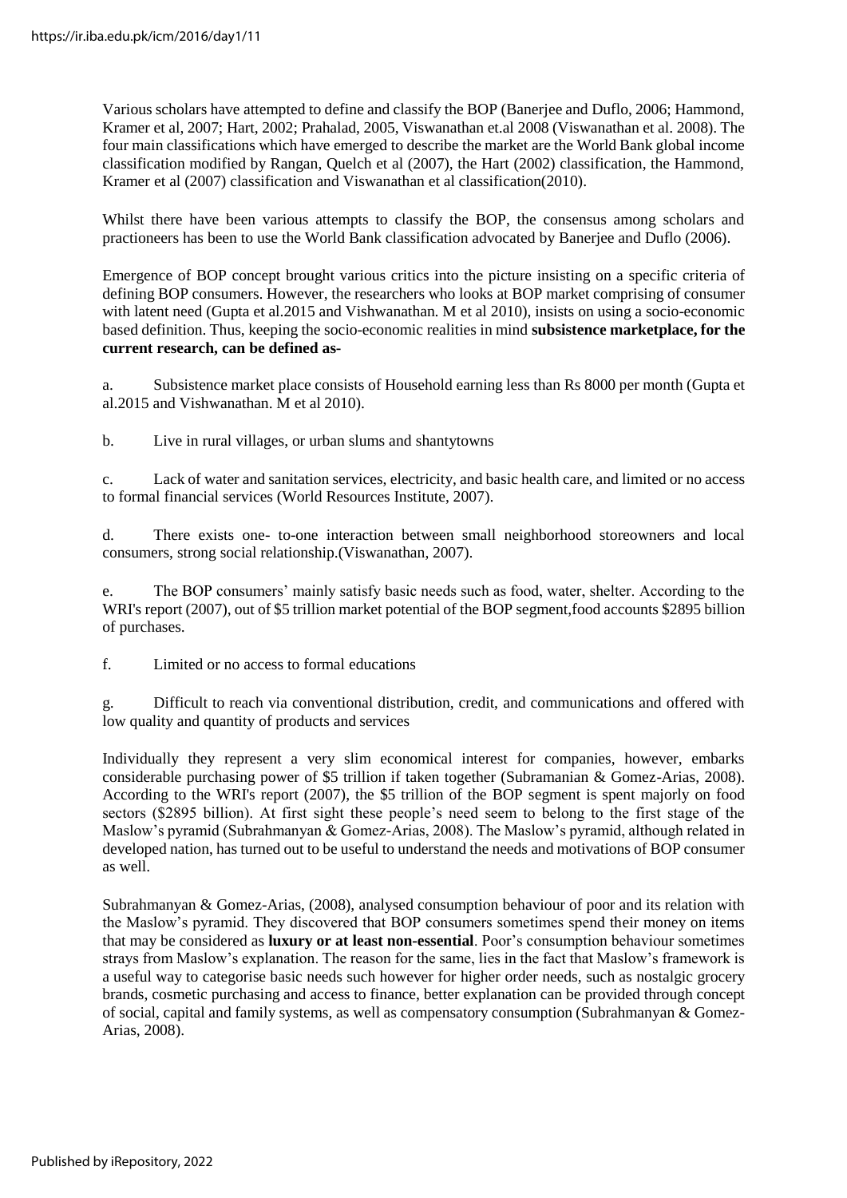Various scholars have attempted to define and classify the BOP (Banerjee and Duflo, 2006; Hammond, Kramer et al, 2007; Hart, 2002; Prahalad, 2005, Viswanathan et.al 2008 (Viswanathan et al. 2008). The four main classifications which have emerged to describe the market are the World Bank global income classification modified by Rangan, Quelch et al (2007), the Hart (2002) classification, the Hammond, Kramer et al (2007) classification and Viswanathan et al classification(2010).

Whilst there have been various attempts to classify the BOP, the consensus among scholars and practioeners has been to use the World Bank classification advocated by Banerjee and Duflo (2006).

Emergence of BOP concept brought various critics into the picture insisting on a specific criteria of defining BOP consumers. However, the researchers who looks at BOP market comprising of consumer with latent need (Gupta et al.2015 and Vishwanathan. M et al 2010), insists on using a socio-economic based definition. Thus, keeping the socio-economic realities in mind **subsistence marketplace, for the current research, can be defined as-**

a. Subsistence market place consists of Household earning less than Rs 8000 per month (Gupta et al.2015 and Vishwanathan. M et al 2010).

b. Live in rural villages, or urban slums and shantytowns

c. Lack of water and sanitation services, electricity, and basic health care, and limited or no access to formal financial services (World Resources Institute, 2007).

d. There exists one- to-one interaction between small neighborhood storeowners and local consumers, strong social relationship.(Viswanathan, 2007).

e. The BOP consumers' mainly satisfy basic needs such as food, water, shelter. According to the WRI's report (2007), out of $5 trillion market potential of the BOP segment,food accounts $2895 billion of purchases.

f. Limited or no access to formal educations

g. Difficult to reach via conventional distribution, credit, and communications and offered with low quality and quantity of products and services

Individually they represent a very slim economical interest for companies, however, embarks considerable purchasing power of $5 trillion if taken together (Subramanian & Gomez-Arias, 2008). According to the WRI's report (2007), the $5 trillion of the BOP segment is spent majorly on food sectors ($2895 billion). At first sight these people's need seem to belong to the first stage of the Maslow's pyramid (Subrahmanyan & Gomez-Arias, 2008). The Maslow's pyramid, although related in developed nation, has turned out to be useful to understand the needs and motivations of BOP consumer as well.

Subrahmanyan & Gomez-Arias, (2008), analysed consumption behaviour of poor and its relation with the Maslow's pyramid. They discovered that BOP consumers sometimes spend their money on items that may be considered as **luxury or at least non-essential**. Poor's consumption behaviour sometimes strays from Maslow's explanation. The reason for the same, lies in the fact that Maslow's framework is a useful way to categorise basic needs such however for higher order needs, such as nostalgic grocery brands, cosmetic purchasing and access to finance, better explanation can be provided through concept of social, capital and family systems, as well as compensatory consumption (Subrahmanyan & Gomez-Arias, 2008).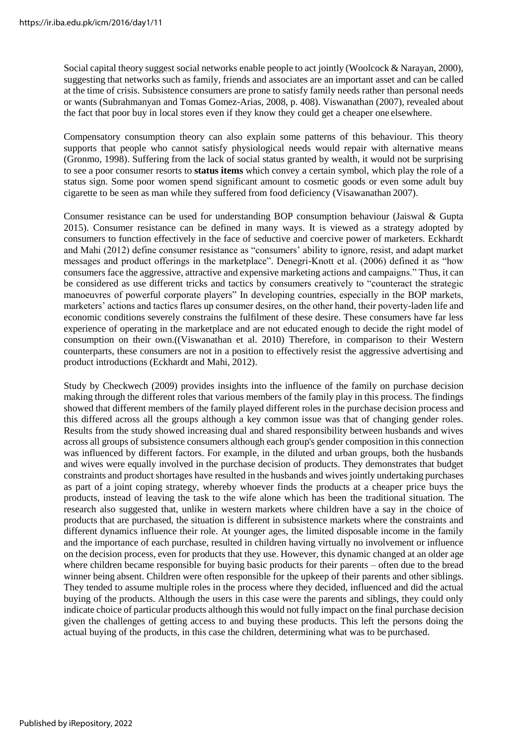Social capital theory suggest social networks enable people to act jointly (Woolcock & Narayan, 2000), suggesting that networks such as family, friends and associates are an important asset and can be called at the time of crisis. Subsistence consumers are prone to satisfy family needs rather than personal needs or wants (Subrahmanyan and Tomas Gomez-Arias, 2008, p. 408). Viswanathan (2007), revealed about the fact that poor buy in local stores even if they know they could get a cheaper one elsewhere.

Compensatory consumption theory can also explain some patterns of this behaviour. This theory supports that people who cannot satisfy physiological needs would repair with alternative means (Gronmo, 1998). Suffering from the lack of social status granted by wealth, it would not be surprising to see a poor consumer resorts to **status items** which convey a certain symbol, which play the role of a status sign. Some poor women spend significant amount to cosmetic goods or even some adult buy cigarette to be seen as man while they suffered from food deficiency (Visawanathan 2007).

Consumer resistance can be used for understanding BOP consumption behaviour (Jaiswal & Gupta 2015). Consumer resistance can be defined in many ways. It is viewed as a strategy adopted by consumers to function effectively in the face of seductive and coercive power of marketers. Eckhardt and Mahi (2012) define consumer resistance as "consumers' ability to ignore, resist, and adapt market messages and product offerings in the marketplace". Denegri-Knott et al. (2006) defined it as "how consumers face the aggressive, attractive and expensive marketing actions and campaigns." Thus, it can be considered as use different tricks and tactics by consumers creatively to "counteract the strategic manoeuvres of powerful corporate players" In developing countries, especially in the BOP markets, marketers' actions and tactics flares up consumer desires, on the other hand, their poverty-laden life and economic conditions severely constrains the fulfilment of these desire. These consumers have far less experience of operating in the marketplace and are not educated enough to decide the right model of consumption on their own.((Viswanathan et al. 2010) Therefore, in comparison to their Western counterparts, these consumers are not in a position to effectively resist the aggressive advertising and product introductions (Eckhardt and Mahi, 2012).

Study by Checkwech (2009) provides insights into the influence of the family on purchase decision making through the different roles that various members of the family play in this process. The findings showed that different members of the family played different roles in the purchase decision process and this differed across all the groups although a key common issue was that of changing gender roles. Results from the study showed increasing dual and shared responsibility between husbands and wives across all groups of subsistence consumers although each group's gender composition in this connection was influenced by different factors. For example, in the diluted and urban groups, both the husbands and wives were equally involved in the purchase decision of products. They demonstrates that budget constraints and product shortages have resulted in the husbands and wives jointly undertaking purchases as part of a joint coping strategy, whereby whoever finds the products at a cheaper price buys the products, instead of leaving the task to the wife alone which has been the traditional situation. The research also suggested that, unlike in western markets where children have a say in the choice of products that are purchased, the situation is different in subsistence markets where the constraints and different dynamics influence their role. At younger ages, the limited disposable income in the family and the importance of each purchase, resulted in children having virtually no involvement or influence on the decision process, even for products that they use. However, this dynamic changed at an older age where children became responsible for buying basic products for their parents – often due to the bread winner being absent. Children were often responsible for the upkeep of their parents and other siblings. They tended to assume multiple roles in the process where they decided, influenced and did the actual buying of the products. Although the users in this case were the parents and siblings, they could only indicate choice of particular products although this would not fully impact on the final purchase decision given the challenges of getting access to and buying these products. This left the persons doing the actual buying of the products, in this case the children, determining what was to be purchased.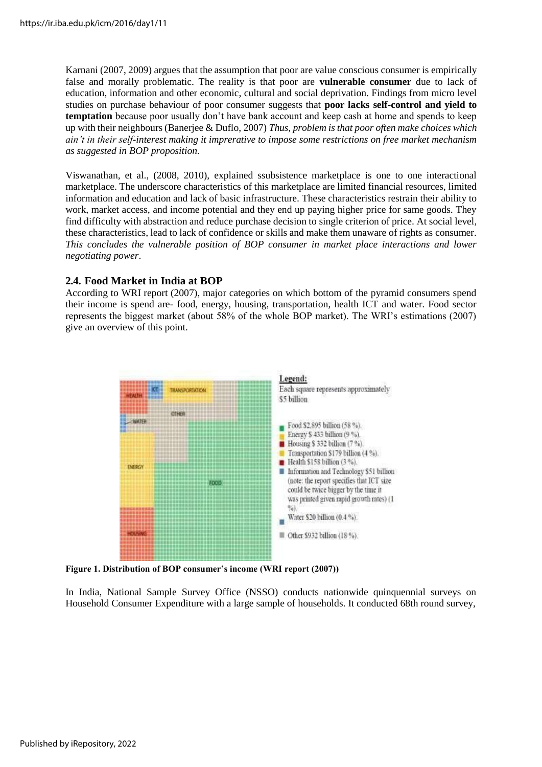Karnani (2007, 2009) argues that the assumption that poor are value conscious consumer is empirically false and morally problematic. The reality is that poor are **vulnerable consumer** due to lack of education, information and other economic, cultural and social deprivation. Findings from micro level studies on purchase behaviour of poor consumer suggests that **poor lacks self-control and yield to temptation** because poor usually don't have bank account and keep cash at home and spends to keep up with their neighbours (Banerjee & Duflo, 2007) *Thus, problem is that poor often make choices which ain't in their self-interest making it imprerative to impose some restrictions on free market mechanism as suggested in BOP proposition.*

Viswanathan, et al., (2008, 2010), explained ssubsistence marketplace is one to one interactional marketplace. The underscore characteristics of this marketplace are limited financial resources, limited information and education and lack of basic infrastructure. These characteristics restrain their ability to work, market access, and income potential and they end up paying higher price for same goods. They find difficulty with abstraction and reduce purchase decision to single criterion of price. At social level, these characteristics, lead to lack of confidence or skills and make them unaware of rights as consumer. *This concludes the vulnerable position of BOP consumer in market place interactions and lower negotiating power*.

### 2.4. Food Market in India at BOP

According to WRI report (2007), major categories on which bottom of the pyramid consumers spend their income is spend are- food, energy, housing, transportation, health ICT and water. Food sector represents the biggest market (about 58% of the whole BOP market). The WRI's estimations (2007) give an overview of this point.

Legend:
Each square represents approximately $5 billion

- Food $2,895 billion (58 %).
- Energy $ 433 billion (9 %).
- Housing $ 332 billion (7 %).
- Transportation $179 billion (4 %).
- Health $158 billion (3 %).
- Information and Technology $51 billion (note: the report specifies that ICT size could be twice bigger by the time it was printed given rapid growth rates) (1 %).
- Water $20 billion (0.4 %).
- Other $932 billion (18 %).

**Figure 1. Distribution of BOP consumer's income (WRI report (2007))**

In India, National Sample Survey Office (NSSO) conducts nationwide quinquennial surveys on Household Consumer Expenditure with a large sample of households. It conducted 68th round survey,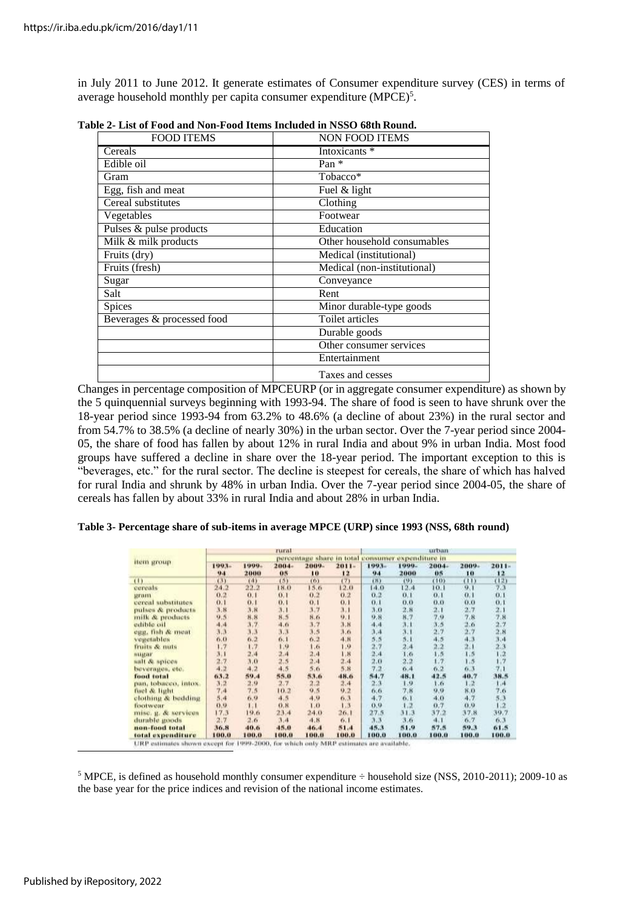in July 2011 to June 2012. It generate estimates of Consumer expenditure survey (CES) in terms of average household monthly per capita consumer expenditure (MPCE)[5].

**Table 2- List of Food and Non-Food Items Included in NSSO 68th Round.**

| FOOD ITEMS | NON FOOD ITEMS |
|---|---|
| Cereals | Intoxicants * |
| Edible oil | Pan * |
| Gram | Tobacco* |
| Egg, fish and meat | Fuel & light |
| Cereal substitutes | Clothing |
| Vegetables | Footwear |
| Pulses & pulse products | Education |
| Milk & milk products | Other household consumables |
| Fruits (dry) | Medical (institutional) |
| Fruits (fresh) | Medical (non-institutional) |
| Sugar | Conveyance |
| Salt | Rent |
| Spices | Minor durable-type goods |
| Beverages & processed food | Toilet articles |
| | Durable goods |
| | Other consumer services |
| | Entertainment |
| | Taxes and cesses |

Changes in percentage composition of MPCEURP (or in aggregate consumer expenditure) as shown by the 5 quinquennial surveys beginning with 1993-94. The share of food is seen to have shrunk over the 18-year period since 1993-94 from 63.2% to 48.6% (a decline of about 23%) in the rural sector and from 54.7% to 38.5% (a decline of nearly 30%) in the urban sector. Over the 7-year period since 2004-05, the share of food has fallen by about 12% in rural India and about 9% in urban India. Most food groups have suffered a decline in share over the 18-year period. The important exception to this is "beverages, etc." for the rural sector. The decline is steepest for cereals, the share of which has halved for rural India and shrunk by 48% in urban India. Over the 7-year period since 2004-05, the share of cereals has fallen by about 33% in rural India and about 28% in urban India.

**Table 3- Percentage share of sub-items in average MPCE (URP) since 1993 (NSS, 68th round)**

| item group | rural | | | | | urban | | | | |
|---|---|---|---|---|---|---|---|---|---|---|
| | percentage share in total consumer expenditure in | | | | | | | | | |
| | 1993-94 | 1999-2000 | 2004-05 | 2009-10 | 2011-12 | 1993-94 | 1999-2000 | 2004-05 | 2009-10 | 2011-12 |
| (1) | (3) | (4) | (5) | (6) | (7) | (8) | (9) | (10) | (11) | (12) |
| cereals | 24.2 | 22.2 | 18.0 | 15.6 | 12.0 | 14.0 | 12.4 | 10.1 | 9.1 | 7.3 |
| gram | 0.2 | 0.1 | 0.1 | 0.2 | 0.2 | 0.2 | 0.1 | 0.1 | 0.1 | 0.1 |
| cereal substitutes | 0.1 | 0.1 | 0.1 | 0.1 | 0.1 | 0.1 | 0.0 | 0.0 | 0.0 | 0.1 |
| pulses & products | 3.8 | 3.8 | 3.1 | 3.7 | 3.1 | 3.0 | 2.8 | 2.1 | 2.7 | 2.1 |
| milk & products | 9.5 | 8.8 | 8.5 | 8.6 | 9.1 | 9.8 | 8.7 | 7.9 | 7.8 | 7.8 |
| edible oil | 4.4 | 3.7 | 4.6 | 3.7 | 3.8 | 4.4 | 3.1 | 3.5 | 2.6 | 2.7 |
| egg, fish & meat | 3.3 | 3.3 | 3.3 | 3.5 | 3.6 | 3.4 | 3.1 | 2.7 | 2.7 | 2.8 |
| vegetables | 6.0 | 6.2 | 6.1 | 6.2 | 4.8 | 5.5 | 5.1 | 4.5 | 4.3 | 3.4 |
| fruits & nuts | 1.7 | 1.7 | 1.9 | 1.6 | 1.9 | 2.7 | 2.4 | 2.2 | 2.1 | 2.3 |
| sugar | 3.1 | 2.4 | 2.4 | 2.4 | 1.8 | 2.4 | 1.6 | 1.5 | 1.5 | 1.2 |
| salt & spices | 2.7 | 3.0 | 2.5 | 2.4 | 2.4 | 2.0 | 2.2 | 1.7 | 1.5 | 1.7 |
| beverages, etc. | 4.2 | 4.2 | 4.5 | 5.6 | 5.8 | 7.2 | 6.4 | 6.2 | 6.3 | 7.1 |
| **food total** | **63.2** | **59.4** | **55.0** | **53.6** | **48.6** | **54.7** | **48.1** | **42.5** | **40.7** | **38.5** |
| pan, tobacco, intox. | 3.2 | 2.9 | 2.7 | 2.2 | 2.4 | 2.3 | 1.9 | 1.6 | 1.2 | 1.4 |
| fuel & light | 7.4 | 7.5 | 10.2 | 9.5 | 9.2 | 6.6 | 7.8 | 9.9 | 8.0 | 7.6 |
| clothing & bedding | 5.4 | 6.9 | 4.5 | 4.9 | 6.3 | 4.7 | 6.1 | 4.0 | 4.7 | 5.3 |
| footwear | 0.9 | 1.1 | 0.8 | 1.0 | 1.3 | 0.9 | 1.2 | 0.7 | 0.9 | 1.2 |
| misc. g. & services | 17.3 | 19.6 | 23.4 | 24.0 | 26.1 | 27.5 | 31.3 | 37.2 | 37.8 | 39.7 |
| durable goods | 2.7 | 2.6 | 3.4 | 4.8 | 6.1 | 3.3 | 3.6 | 4.1 | 6.7 | 6.3 |
| **non-food total** | **36.8** | **40.6** | **45.0** | **46.4** | **51.4** | **45.3** | **51.9** | **57.5** | **59.3** | **61.5** |
| **total expenditure** | **100.0** | **100.0** | **100.0** | **100.0** | **100.0** | **100.0** | **100.0** | **100.0** | **100.0** | **100.0** |

URP estimates shown except for 1999-2000, for which only MRP estimates are available.

[5] MPCE, is defined as household monthly consumer expenditure ÷ household size (NSS, 2010-2011); 2009-10 as the base year for the price indices and revision of the national income estimates.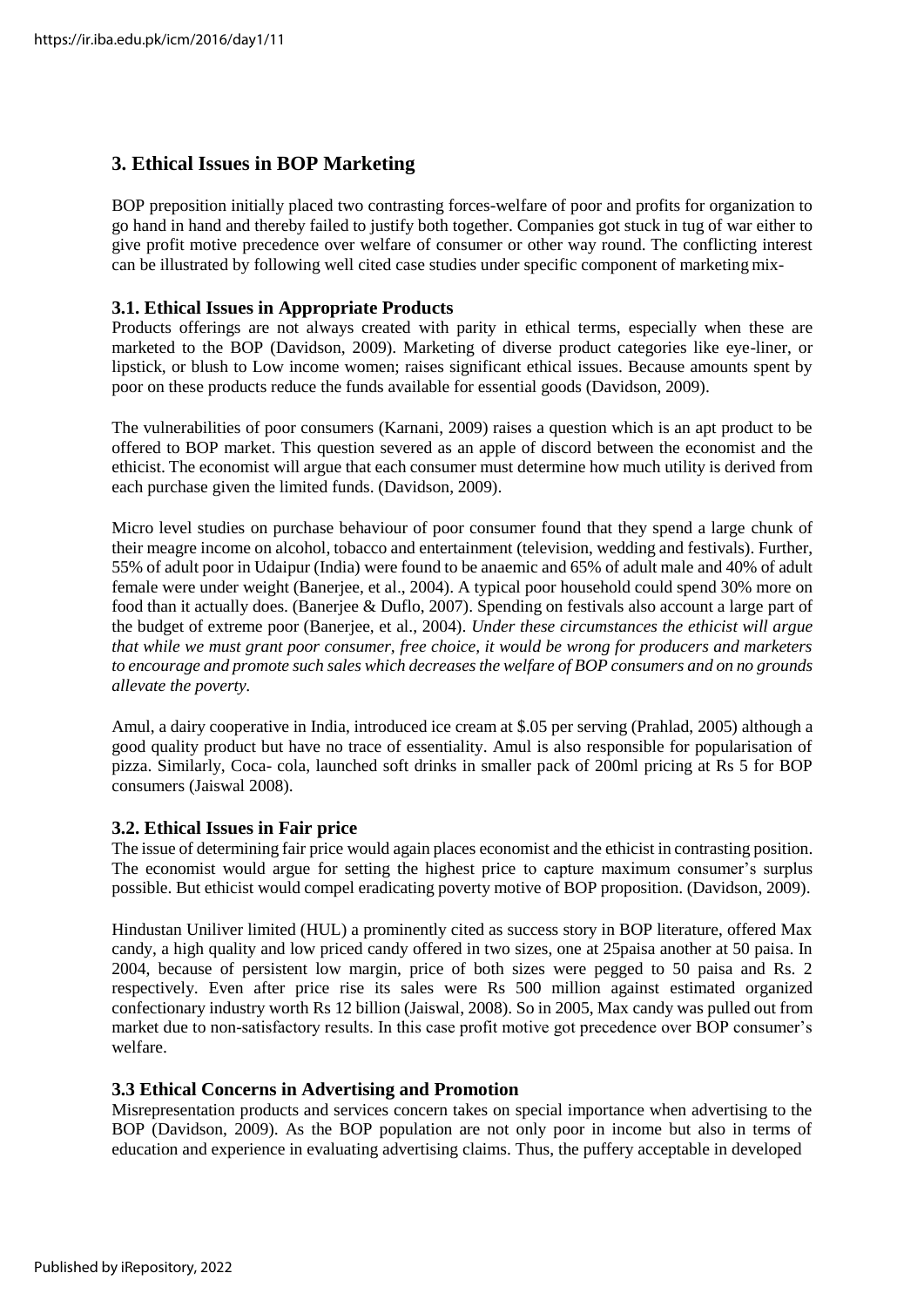## 3. Ethical Issues in BOP Marketing

BOP preposition initially placed two contrasting forces-welfare of poor and profits for organization to go hand in hand and thereby failed to justify both together. Companies got stuck in tug of war either to give profit motive precedence over welfare of consumer or other way round. The conflicting interest can be illustrated by following well cited case studies under specific component of marketing mix-

### 3.1. Ethical Issues in Appropriate Products

Products offerings are not always created with parity in ethical terms, especially when these are marketed to the BOP (Davidson, 2009). Marketing of diverse product categories like eye-liner, or lipstick, or blush to Low income women; raises significant ethical issues. Because amounts spent by poor on these products reduce the funds available for essential goods (Davidson, 2009).

The vulnerabilities of poor consumers (Karnani, 2009) raises a question which is an apt product to be offered to BOP market. This question severed as an apple of discord between the economist and the ethicist. The economist will argue that each consumer must determine how much utility is derived from each purchase given the limited funds. (Davidson, 2009).

Micro level studies on purchase behaviour of poor consumer found that they spend a large chunk of their meagre income on alcohol, tobacco and entertainment (television, wedding and festivals). Further, 55% of adult poor in Udaipur (India) were found to be anaemic and 65% of adult male and 40% of adult female were under weight (Banerjee, et al., 2004). A typical poor household could spend 30% more on food than it actually does. (Banerjee & Duflo, 2007). Spending on festivals also account a large part of the budget of extreme poor (Banerjee, et al., 2004). *Under these circumstances the ethicist will argue that while we must grant poor consumer, free choice, it would be wrong for producers and marketers to encourage and promote such sales which decreases the welfare of BOP consumers and on no grounds allevate the poverty.*

Amul, a dairy cooperative in India, introduced ice cream at $.05 per serving (Prahlad, 2005) although a good quality product but have no trace of essentiality. Amul is also responsible for popularisation of pizza. Similarly, Coca- cola, launched soft drinks in smaller pack of 200ml pricing at Rs 5 for BOP consumers (Jaiswal 2008).

### 3.2. Ethical Issues in Fair price

The issue of determining fair price would again places economist and the ethicist in contrasting position. The economist would argue for setting the highest price to capture maximum consumer's surplus possible. But ethicist would compel eradicating poverty motive of BOP proposition. (Davidson, 2009).

Hindustan Uniliver limited (HUL) a prominently cited as success story in BOP literature, offered Max candy, a high quality and low priced candy offered in two sizes, one at 25paisa another at 50 paisa. In 2004, because of persistent low margin, price of both sizes were pegged to 50 paisa and Rs. 2 respectively. Even after price rise its sales were Rs 500 million against estimated organized confectionary industry worth Rs 12 billion (Jaiswal, 2008). So in 2005, Max candy was pulled out from market due to non-satisfactory results. In this case profit motive got precedence over BOP consumer's welfare.

### 3.3 Ethical Concerns in Advertising and Promotion

Misrepresentation products and services concern takes on special importance when advertising to the BOP (Davidson, 2009). As the BOP population are not only poor in income but also in terms of education and experience in evaluating advertising claims. Thus, the puffery acceptable in developed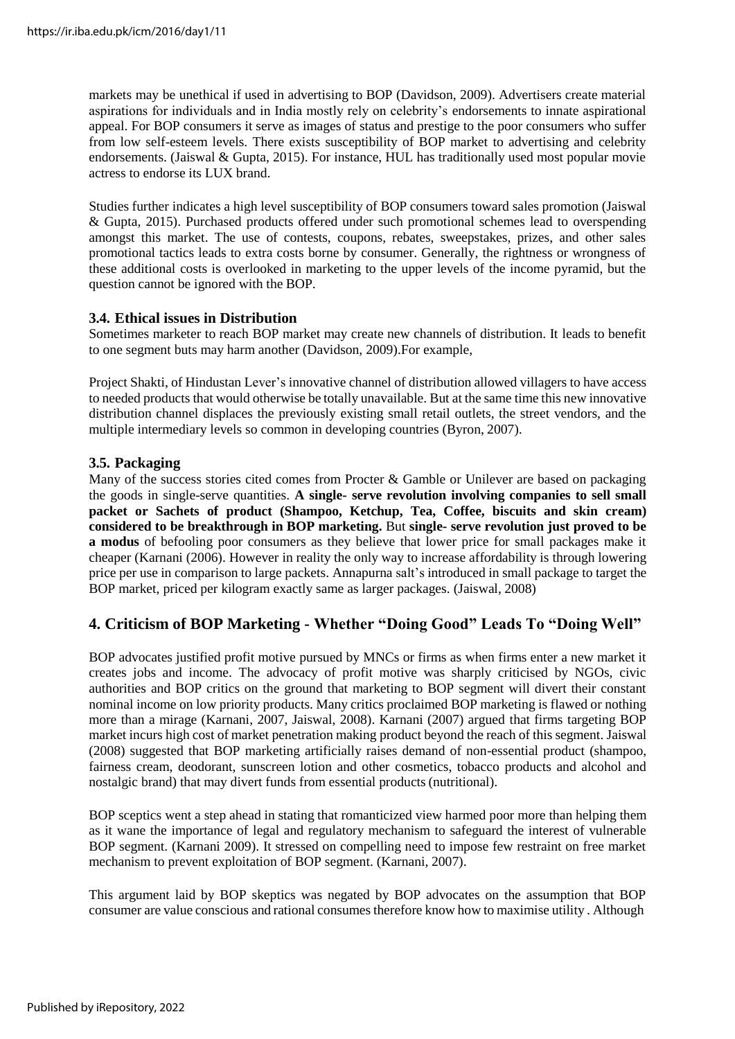markets may be unethical if used in advertising to BOP (Davidson, 2009). Advertisers create material aspirations for individuals and in India mostly rely on celebrity's endorsements to innate aspirational appeal. For BOP consumers it serve as images of status and prestige to the poor consumers who suffer from low self-esteem levels. There exists susceptibility of BOP market to advertising and celebrity endorsements. (Jaiswal & Gupta, 2015). For instance, HUL has traditionally used most popular movie actress to endorse its LUX brand.

Studies further indicates a high level susceptibility of BOP consumers toward sales promotion (Jaiswal & Gupta, 2015). Purchased products offered under such promotional schemes lead to overspending amongst this market. The use of contests, coupons, rebates, sweepstakes, prizes, and other sales promotional tactics leads to extra costs borne by consumer. Generally, the rightness or wrongness of these additional costs is overlooked in marketing to the upper levels of the income pyramid, but the question cannot be ignored with the BOP.

### 3.4. Ethical issues in Distribution

Sometimes marketer to reach BOP market may create new channels of distribution. It leads to benefit to one segment buts may harm another (Davidson, 2009).For example,

Project Shakti, of Hindustan Lever's innovative channel of distribution allowed villagers to have access to needed products that would otherwise be totally unavailable. But at the same time this new innovative distribution channel displaces the previously existing small retail outlets, the street vendors, and the multiple intermediary levels so common in developing countries (Byron, 2007).

### 3.5. Packaging

Many of the success stories cited comes from Procter & Gamble or Unilever are based on packaging the goods in single-serve quantities. **A single- serve revolution involving companies to sell small packet or Sachets of product (Shampoo, Ketchup, Tea, Coffee, biscuits and skin cream) considered to be breakthrough in BOP marketing.** But **single- serve revolution just proved to be a modus** of befooling poor consumers as they believe that lower price for small packages make it cheaper (Karnani (2006). However in reality the only way to increase affordability is through lowering price per use in comparison to large packets. Annapurna salt's introduced in small package to target the BOP market, priced per kilogram exactly same as larger packages. (Jaiswal, 2008)

## 4. Criticism of BOP Marketing - Whether "Doing Good" Leads To "Doing Well"

BOP advocates justified profit motive pursued by MNCs or firms as when firms enter a new market it creates jobs and income. The advocacy of profit motive was sharply criticised by NGOs, civic authorities and BOP critics on the ground that marketing to BOP segment will divert their constant nominal income on low priority products. Many critics proclaimed BOP marketing is flawed or nothing more than a mirage (Karnani, 2007, Jaiswal, 2008). Karnani (2007) argued that firms targeting BOP market incurs high cost of market penetration making product beyond the reach of this segment. Jaiswal (2008) suggested that BOP marketing artificially raises demand of non-essential product (shampoo, fairness cream, deodorant, sunscreen lotion and other cosmetics, tobacco products and alcohol and nostalgic brand) that may divert funds from essential products (nutritional).

BOP sceptics went a step ahead in stating that romanticized view harmed poor more than helping them as it wane the importance of legal and regulatory mechanism to safeguard the interest of vulnerable BOP segment. (Karnani 2009). It stressed on compelling need to impose few restraint on free market mechanism to prevent exploitation of BOP segment. (Karnani, 2007).

This argument laid by BOP skeptics was negated by BOP advocates on the assumption that BOP consumer are value conscious and rational consumes therefore know how to maximise utility . Although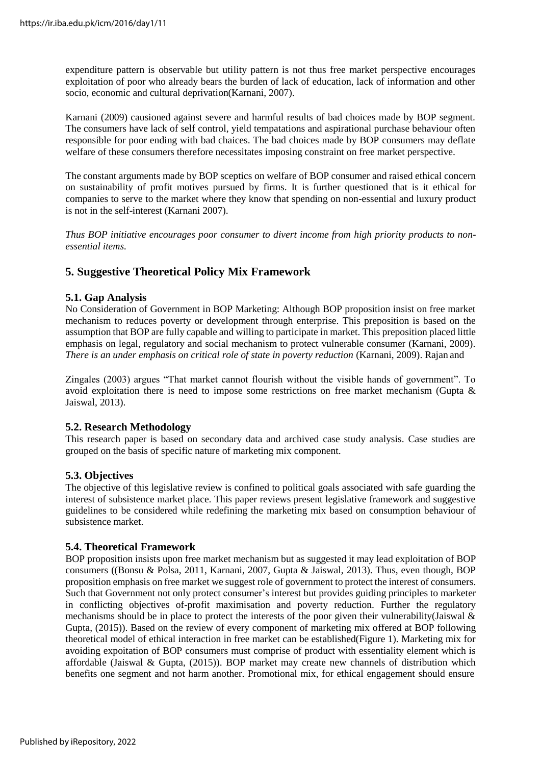expenditure pattern is observable but utility pattern is not thus free market perspective encourages exploitation of poor who already bears the burden of lack of education, lack of information and other socio, economic and cultural deprivation(Karnani, 2007).

Karnani (2009) causioned against severe and harmful results of bad choices made by BOP segment. The consumers have lack of self control, yield tempatations and aspirational purchase behaviour often responsible for poor ending with bad chaices. The bad choices made by BOP consumers may deflate welfare of these consumers therefore necessitates imposing constraint on free market perspective.

The constant arguments made by BOP sceptics on welfare of BOP consumer and raised ethical concern on sustainability of profit motives pursued by firms. It is further questioned that is it ethical for companies to serve to the market where they know that spending on non-essential and luxury product is not in the self-interest (Karnani 2007).

*Thus BOP initiative encourages poor consumer to divert income from high priority products to non-essential items.*

## 5. Suggestive Theoretical Policy Mix Framework

### 5.1. Gap Analysis

No Consideration of Government in BOP Marketing: Although BOP proposition insist on free market mechanism to reduces poverty or development through enterprise. This preposition is based on the assumption that BOP are fully capable and willing to participate in market. This preposition placed little emphasis on legal, regulatory and social mechanism to protect vulnerable consumer (Karnani, 2009). *There is an under emphasis on critical role of state in poverty reduction* (Karnani, 2009). Rajan and Zingales (2003) argues "That market cannot flourish without the visible hands of government". To avoid exploitation there is need to impose some restrictions on free market mechanism (Gupta & Jaiswal, 2013).

### 5.2. Research Methodology

This research paper is based on secondary data and archived case study analysis. Case studies are grouped on the basis of specific nature of marketing mix component.

### 5.3. Objectives

The objective of this legislative review is confined to political goals associated with safe guarding the interest of subsistence market place. This paper reviews present legislative framework and suggestive guidelines to be considered while redefining the marketing mix based on consumption behaviour of subsistence market.

### 5.4. Theoretical Framework

BOP proposition insists upon free market mechanism but as suggested it may lead exploitation of BOP consumers ((Bonsu & Polsa, 2011, Karnani, 2007, Gupta & Jaiswal, 2013). Thus, even though, BOP proposition emphasis on free market we suggest role of government to protect the interest of consumers. Such that Government not only protect consumer's interest but provides guiding principles to marketer in conflicting objectives of-profit maximisation and poverty reduction. Further the regulatory mechanisms should be in place to protect the interests of the poor given their vulnerability(Jaiswal & Gupta, (2015)). Based on the review of every component of marketing mix offered at BOP following theoretical model of ethical interaction in free market can be established(Figure 1). Marketing mix for avoiding expoitation of BOP consumers must comprise of product with essentiality element which is affordable (Jaiswal & Gupta, (2015)). BOP market may create new channels of distribution which benefits one segment and not harm another. Promotional mix, for ethical engagement should ensure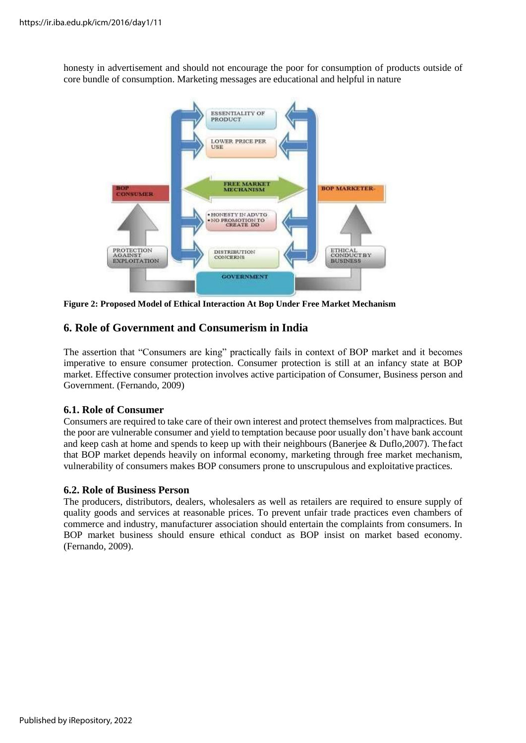honesty in advertisement and should not encourage the poor for consumption of products outside of core bundle of consumption. Marketing messages are educational and helpful in nature

**Figure 2: Proposed Model of Ethical Interaction At Bop Under Free Market Mechanism**

## 6. Role of Government and Consumerism in India

The assertion that "Consumers are king" practically fails in context of BOP market and it becomes imperative to ensure consumer protection. Consumer protection is still at an infancy state at BOP market. Effective consumer protection involves active participation of Consumer, Business person and Government. (Fernando, 2009)

### 6.1. Role of Consumer

Consumers are required to take care of their own interest and protect themselves from malpractices. But the poor are vulnerable consumer and yield to temptation because poor usually don't have bank account and keep cash at home and spends to keep up with their neighbours (Banerjee & Duflo,2007). The fact that BOP market depends heavily on informal economy, marketing through free market mechanism, vulnerability of consumers makes BOP consumers prone to unscrupulous and exploitative practices.

### 6.2. Role of Business Person

The producers, distributors, dealers, wholesalers as well as retailers are required to ensure supply of quality goods and services at reasonable prices. To prevent unfair trade practices even chambers of commerce and industry, manufacturer association should entertain the complaints from consumers. In BOP market business should ensure ethical conduct as BOP insist on market based economy. (Fernando, 2009).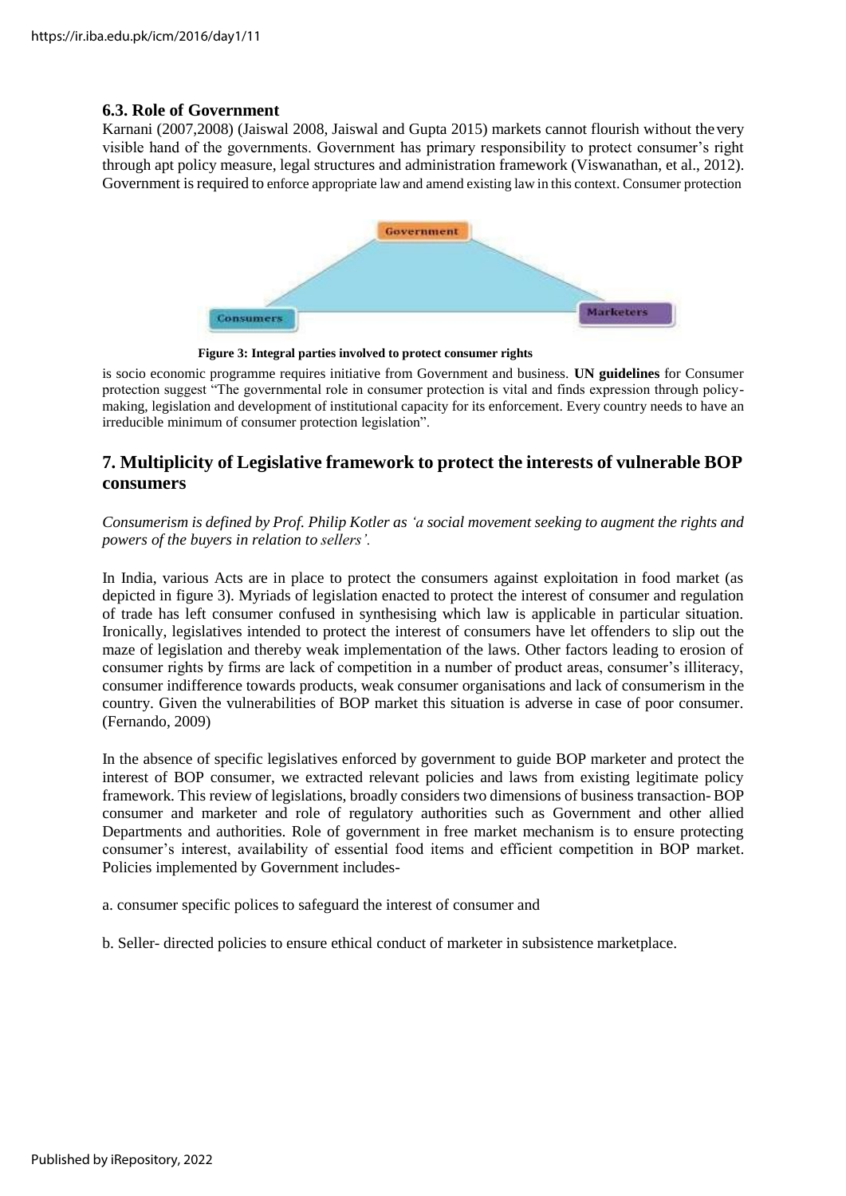### 6.3. Role of Government

Karnani (2007,2008) (Jaiswal 2008, Jaiswal and Gupta 2015) markets cannot flourish without the very visible hand of the governments. Government has primary responsibility to protect consumer's right through apt policy measure, legal structures and administration framework (Viswanathan, et al., 2012). Government is required to enforce appropriate law and amend existing law in this context. Consumer protection is socio economic programme requires initiative from Government and business. **UN guidelines** for Consumer protection suggest "The governmental role in consumer protection is vital and finds expression through policy-making, legislation and development of institutional capacity for its enforcement. Every country needs to have an irreducible minimum of consumer protection legislation".

Government

Consumers

Marketers

**Figure 3: Integral parties involved to protect consumer rights**

## 7. Multiplicity of Legislative framework to protect the interests of vulnerable BOP consumers

*Consumerism is defined by Prof. Philip Kotler as 'a social movement seeking to augment the rights and powers of the buyers in relation to sellers'.*

In India, various Acts are in place to protect the consumers against exploitation in food market (as depicted in figure 3). Myriads of legislation enacted to protect the interest of consumer and regulation of trade has left consumer confused in synthesising which law is applicable in particular situation. Ironically, legislatives intended to protect the interest of consumers have let offenders to slip out the maze of legislation and thereby weak implementation of the laws. Other factors leading to erosion of consumer rights by firms are lack of competition in a number of product areas, consumer's illiteracy, consumer indifference towards products, weak consumer organisations and lack of consumerism in the country. Given the vulnerabilities of BOP market this situation is adverse in case of poor consumer. (Fernando, 2009)

In the absence of specific legislatives enforced by government to guide BOP marketer and protect the interest of BOP consumer, we extracted relevant policies and laws from existing legitimate policy framework. This review of legislations, broadly considers two dimensions of business transaction- BOP consumer and marketer and role of regulatory authorities such as Government and other allied Departments and authorities. Role of government in free market mechanism is to ensure protecting consumer's interest, availability of essential food items and efficient competition in BOP market. Policies implemented by Government includes-

a. consumer specific polices to safeguard the interest of consumer and

b. Seller- directed policies to ensure ethical conduct of marketer in subsistence marketplace.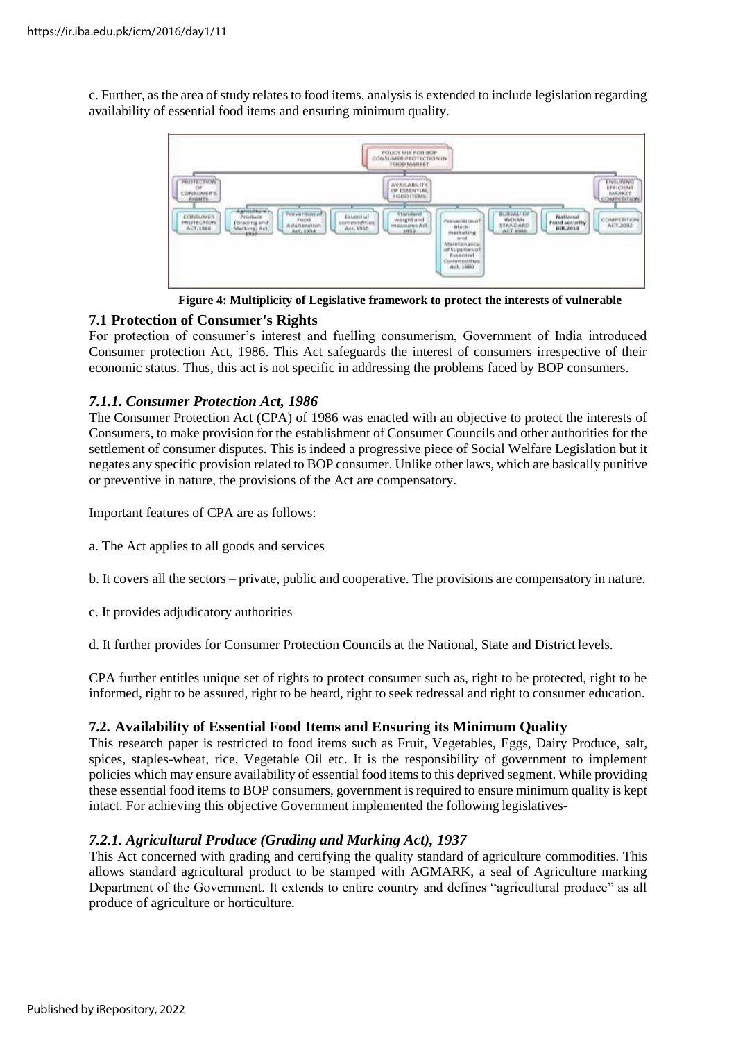c. Further, as the area of study relates to food items, analysis is extended to include legislation regarding availability of essential food items and ensuring minimum quality.

**Figure 4: Multiplicity of Legislative framework to protect the interests of vulnerable**

### 7.1 Protection of Consumer's Rights

For protection of consumer's interest and fuelling consumerism, Government of India introduced Consumer protection Act, 1986. This Act safeguards the interest of consumers irrespective of their economic status. Thus, this act is not specific in addressing the problems faced by BOP consumers.

#### *7.1.1. Consumer Protection Act, 1986*

The Consumer Protection Act (CPA) of 1986 was enacted with an objective to protect the interests of Consumers, to make provision for the establishment of Consumer Councils and other authorities for the settlement of consumer disputes. This is indeed a progressive piece of Social Welfare Legislation but it negates any specific provision related to BOP consumer. Unlike other laws, which are basically punitive or preventive in nature, the provisions of the Act are compensatory.

Important features of CPA are as follows:

a. The Act applies to all goods and services

b. It covers all the sectors – private, public and cooperative. The provisions are compensatory in nature.

c. It provides adjudicatory authorities

d. It further provides for Consumer Protection Councils at the National, State and District levels.

CPA further entitles unique set of rights to protect consumer such as, right to be protected, right to be informed, right to be assured, right to be heard, right to seek redressal and right to consumer education.

### 7.2. Availability of Essential Food Items and Ensuring its Minimum Quality

This research paper is restricted to food items such as Fruit, Vegetables, Eggs, Dairy Produce, salt, spices, staples-wheat, rice, Vegetable Oil etc. It is the responsibility of government to implement policies which may ensure availability of essential food items to this deprived segment. While providing these essential food items to BOP consumers, government is required to ensure minimum quality is kept intact. For achieving this objective Government implemented the following legislatives-

#### *7.2.1. Agricultural Produce (Grading and Marking Act), 1937*

This Act concerned with grading and certifying the quality standard of agriculture commodities. This allows standard agricultural product to be stamped with AGMARK, a seal of Agriculture marking Department of the Government. It extends to entire country and defines "agricultural produce" as all produce of agriculture or horticulture.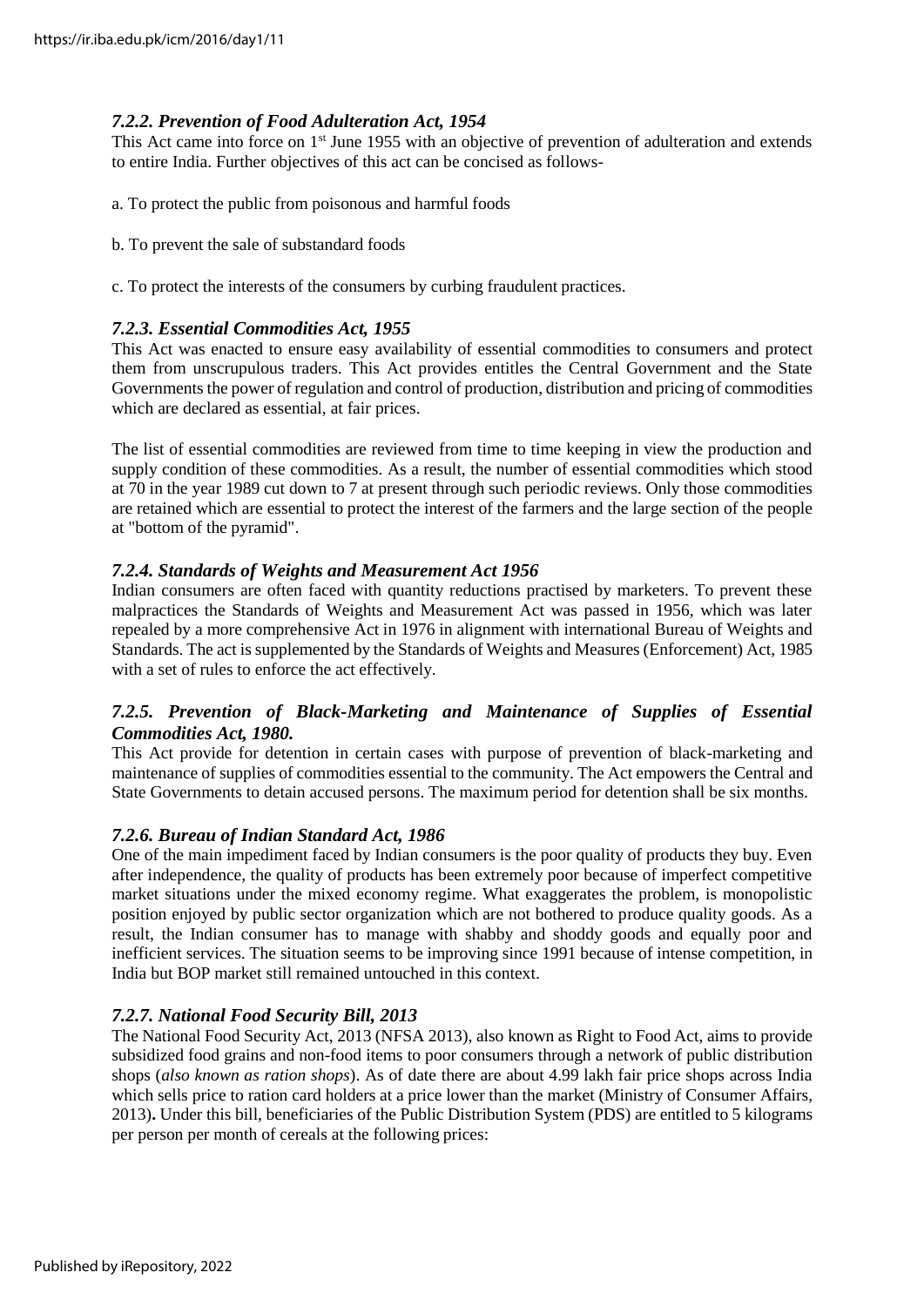### *7.2.2. Prevention of Food Adulteration Act, 1954*

This Act came into force on 1st June 1955 with an objective of prevention of adulteration and extends to entire India. Further objectives of this act can be concised as follows-

a. To protect the public from poisonous and harmful foods

b. To prevent the sale of substandard foods

c. To protect the interests of the consumers by curbing fraudulent practices.

### *7.2.3. Essential Commodities Act, 1955*

This Act was enacted to ensure easy availability of essential commodities to consumers and protect them from unscrupulous traders. This Act provides entitles the Central Government and the State Governments the power of regulation and control of production, distribution and pricing of commodities which are declared as essential, at fair prices.

The list of essential commodities are reviewed from time to time keeping in view the production and supply condition of these commodities. As a result, the number of essential commodities which stood at 70 in the year 1989 cut down to 7 at present through such periodic reviews. Only those commodities are retained which are essential to protect the interest of the farmers and the large section of the people at "bottom of the pyramid".

### *7.2.4. Standards of Weights and Measurement Act 1956*

Indian consumers are often faced with quantity reductions practised by marketers. To prevent these malpractices the Standards of Weights and Measurement Act was passed in 1956, which was later repealed by a more comprehensive Act in 1976 in alignment with international Bureau of Weights and Standards. The act is supplemented by the Standards of Weights and Measures (Enforcement) Act, 1985 with a set of rules to enforce the act effectively.

### *7.2.5. Prevention of Black-Marketing and Maintenance of Supplies of Essential Commodities Act, 1980.*

This Act provide for detention in certain cases with purpose of prevention of black-marketing and maintenance of supplies of commodities essential to the community. The Act empowers the Central and State Governments to detain accused persons. The maximum period for detention shall be six months.

### *7.2.6. Bureau of Indian Standard Act, 1986*

One of the main impediment faced by Indian consumers is the poor quality of products they buy. Even after independence, the quality of products has been extremely poor because of imperfect competitive market situations under the mixed economy regime. What exaggerates the problem, is monopolistic position enjoyed by public sector organization which are not bothered to produce quality goods. As a result, the Indian consumer has to manage with shabby and shoddy goods and equally poor and inefficient services. The situation seems to be improving since 1991 because of intense competition, in India but BOP market still remained untouched in this context.

### *7.2.7. National Food Security Bill, 2013*

The National Food Security Act, 2013 (NFSA 2013), also known as Right to Food Act, aims to provide subsidized food grains and non-food items to poor consumers through a network of public distribution shops (*also known as ration shops*). As of date there are about 4.99 lakh fair price shops across India which sells price to ration card holders at a price lower than the market (Ministry of Consumer Affairs, 2013)**.** Under this bill, beneficiaries of the Public Distribution System (PDS) are entitled to 5 kilograms per person per month of cereals at the following prices: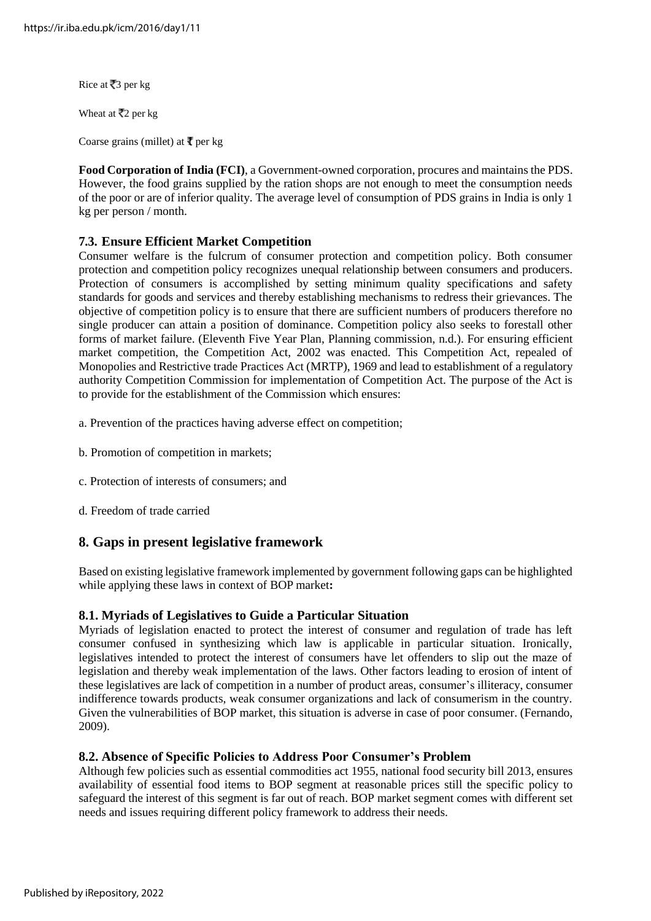Rice at ₹3 per kg

Wheat at ₹2 per kg

Coarse grains (millet) at ₹ per kg

**Food Corporation of India (FCI)**, a Government-owned corporation, procures and maintains the PDS. However, the food grains supplied by the ration shops are not enough to meet the consumption needs of the poor or are of inferior quality. The average level of consumption of PDS grains in India is only 1 kg per person / month.

### 7.3. Ensure Efficient Market Competition

Consumer welfare is the fulcrum of consumer protection and competition policy. Both consumer protection and competition policy recognizes unequal relationship between consumers and producers. Protection of consumers is accomplished by setting minimum quality specifications and safety standards for goods and services and thereby establishing mechanisms to redress their grievances. The objective of competition policy is to ensure that there are sufficient numbers of producers therefore no single producer can attain a position of dominance. Competition policy also seeks to forestall other forms of market failure. (Eleventh Five Year Plan, Planning commission, n.d.). For ensuring efficient market competition, the Competition Act, 2002 was enacted. This Competition Act, repealed of Monopolies and Restrictive trade Practices Act (MRTP), 1969 and lead to establishment of a regulatory authority Competition Commission for implementation of Competition Act. The purpose of the Act is to provide for the establishment of the Commission which ensures:

a. Prevention of the practices having adverse effect on competition;

b. Promotion of competition in markets;

c. Protection of interests of consumers; and

d. Freedom of trade carried

## 8. Gaps in present legislative framework

Based on existing legislative framework implemented by government following gaps can be highlighted while applying these laws in context of BOP market**:**

### 8.1. Myriads of Legislatives to Guide a Particular Situation

Myriads of legislation enacted to protect the interest of consumer and regulation of trade has left consumer confused in synthesizing which law is applicable in particular situation. Ironically, legislatives intended to protect the interest of consumers have let offenders to slip out the maze of legislation and thereby weak implementation of the laws. Other factors leading to erosion of intent of these legislatives are lack of competition in a number of product areas, consumer's illiteracy, consumer indifference towards products, weak consumer organizations and lack of consumerism in the country. Given the vulnerabilities of BOP market, this situation is adverse in case of poor consumer. (Fernando, 2009).

### 8.2. Absence of Specific Policies to Address Poor Consumer's Problem

Although few policies such as essential commodities act 1955, national food security bill 2013, ensures availability of essential food items to BOP segment at reasonable prices still the specific policy to safeguard the interest of this segment is far out of reach. BOP market segment comes with different set needs and issues requiring different policy framework to address their needs.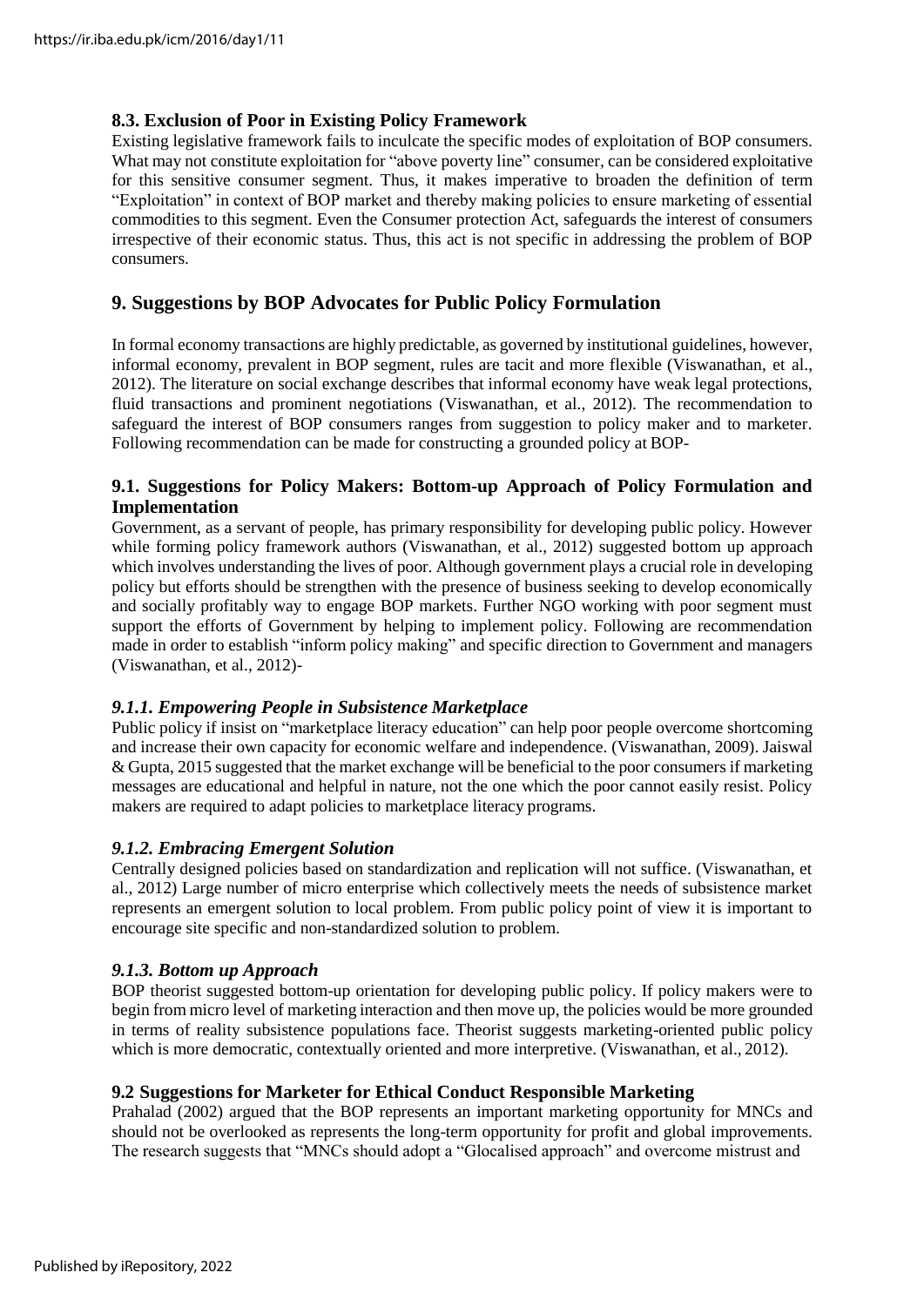### 8.3. Exclusion of Poor in Existing Policy Framework

Existing legislative framework fails to inculcate the specific modes of exploitation of BOP consumers. What may not constitute exploitation for "above poverty line" consumer, can be considered exploitative for this sensitive consumer segment. Thus, it makes imperative to broaden the definition of term "Exploitation" in context of BOP market and thereby making policies to ensure marketing of essential commodities to this segment. Even the Consumer protection Act, safeguards the interest of consumers irrespective of their economic status. Thus, this act is not specific in addressing the problem of BOP consumers.

## 9. Suggestions by BOP Advocates for Public Policy Formulation

In formal economy transactions are highly predictable, as governed by institutional guidelines, however, informal economy, prevalent in BOP segment, rules are tacit and more flexible (Viswanathan, et al., 2012). The literature on social exchange describes that informal economy have weak legal protections, fluid transactions and prominent negotiations (Viswanathan, et al., 2012). The recommendation to safeguard the interest of BOP consumers ranges from suggestion to policy maker and to marketer. Following recommendation can be made for constructing a grounded policy at BOP-

### 9.1. Suggestions for Policy Makers: Bottom-up Approach of Policy Formulation and Implementation

Government, as a servant of people, has primary responsibility for developing public policy. However while forming policy framework authors (Viswanathan, et al., 2012) suggested bottom up approach which involves understanding the lives of poor. Although government plays a crucial role in developing policy but efforts should be strengthen with the presence of business seeking to develop economically and socially profitably way to engage BOP markets. Further NGO working with poor segment must support the efforts of Government by helping to implement policy. Following are recommendation made in order to establish "inform policy making" and specific direction to Government and managers (Viswanathan, et al., 2012)-

#### *9.1.1. Empowering People in Subsistence Marketplace*

Public policy if insist on "marketplace literacy education" can help poor people overcome shortcoming and increase their own capacity for economic welfare and independence. (Viswanathan, 2009). Jaiswal & Gupta, 2015 suggested that the market exchange will be beneficial to the poor consumers if marketing messages are educational and helpful in nature, not the one which the poor cannot easily resist. Policy makers are required to adapt policies to marketplace literacy programs.

#### *9.1.2. Embracing Emergent Solution*

Centrally designed policies based on standardization and replication will not suffice. (Viswanathan, et al., 2012) Large number of micro enterprise which collectively meets the needs of subsistence market represents an emergent solution to local problem. From public policy point of view it is important to encourage site specific and non-standardized solution to problem.

#### *9.1.3. Bottom up Approach*

BOP theorist suggested bottom-up orientation for developing public policy. If policy makers were to begin from micro level of marketing interaction and then move up, the policies would be more grounded in terms of reality subsistence populations face. Theorist suggests marketing-oriented public policy which is more democratic, contextually oriented and more interpretive. (Viswanathan, et al., 2012).

### 9.2 Suggestions for Marketer for Ethical Conduct Responsible Marketing

Prahalad (2002) argued that the BOP represents an important marketing opportunity for MNCs and should not be overlooked as represents the long-term opportunity for profit and global improvements. The research suggests that "MNCs should adopt a "Glocalised approach" and overcome mistrust and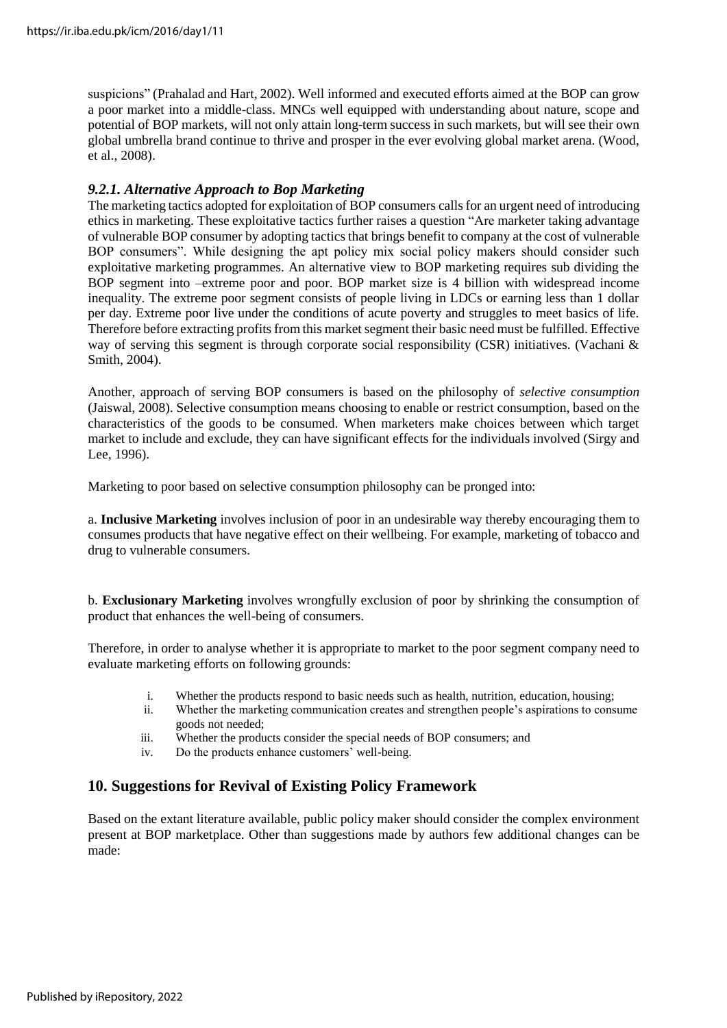suspicions" (Prahalad and Hart, 2002). Well informed and executed efforts aimed at the BOP can grow a poor market into a middle-class. MNCs well equipped with understanding about nature, scope and potential of BOP markets, will not only attain long-term success in such markets, but will see their own global umbrella brand continue to thrive and prosper in the ever evolving global market arena. (Wood, et al., 2008).

### *9.2.1. Alternative Approach to Bop Marketing*

The marketing tactics adopted for exploitation of BOP consumers calls for an urgent need of introducing ethics in marketing. These exploitative tactics further raises a question "Are marketer taking advantage of vulnerable BOP consumer by adopting tactics that brings benefit to company at the cost of vulnerable BOP consumers". While designing the apt policy mix social policy makers should consider such exploitative marketing programmes. An alternative view to BOP marketing requires sub dividing the BOP segment into –extreme poor and poor. BOP market size is 4 billion with widespread income inequality. The extreme poor segment consists of people living in LDCs or earning less than 1 dollar per day. Extreme poor live under the conditions of acute poverty and struggles to meet basics of life. Therefore before extracting profits from this market segment their basic need must be fulfilled. Effective way of serving this segment is through corporate social responsibility (CSR) initiatives. (Vachani & Smith, 2004).

Another, approach of serving BOP consumers is based on the philosophy of *selective consumption* (Jaiswal, 2008). Selective consumption means choosing to enable or restrict consumption, based on the characteristics of the goods to be consumed. When marketers make choices between which target market to include and exclude, they can have significant effects for the individuals involved (Sirgy and Lee, 1996).

Marketing to poor based on selective consumption philosophy can be pronged into:

a. **Inclusive Marketing** involves inclusion of poor in an undesirable way thereby encouraging them to consumes products that have negative effect on their wellbeing. For example, marketing of tobacco and drug to vulnerable consumers.

b. **Exclusionary Marketing** involves wrongfully exclusion of poor by shrinking the consumption of product that enhances the well-being of consumers.

Therefore, in order to analyse whether it is appropriate to market to the poor segment company need to evaluate marketing efforts on following grounds:

i. Whether the products respond to basic needs such as health, nutrition, education, housing;
ii. Whether the marketing communication creates and strengthen people's aspirations to consume goods not needed;
iii. Whether the products consider the special needs of BOP consumers; and
iv. Do the products enhance customers' well-being.

## 10. Suggestions for Revival of Existing Policy Framework

Based on the extant literature available, public policy maker should consider the complex environment present at BOP marketplace. Other than suggestions made by authors few additional changes can be made: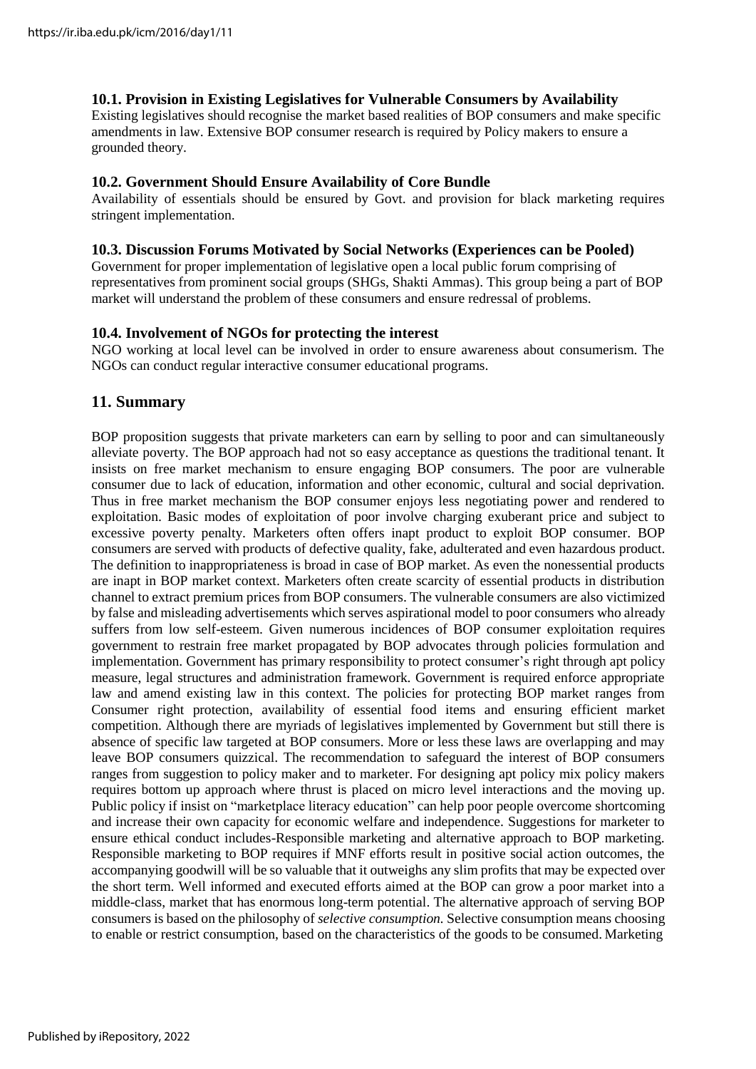### 10.1. Provision in Existing Legislatives for Vulnerable Consumers by Availability

Existing legislatives should recognise the market based realities of BOP consumers and make specific amendments in law. Extensive BOP consumer research is required by Policy makers to ensure a grounded theory.

### 10.2. Government Should Ensure Availability of Core Bundle

Availability of essentials should be ensured by Govt. and provision for black marketing requires stringent implementation.

### 10.3. Discussion Forums Motivated by Social Networks (Experiences can be Pooled)

Government for proper implementation of legislative open a local public forum comprising of representatives from prominent social groups (SHGs, Shakti Ammas). This group being a part of BOP market will understand the problem of these consumers and ensure redressal of problems.

### 10.4. Involvement of NGOs for protecting the interest

NGO working at local level can be involved in order to ensure awareness about consumerism. The NGOs can conduct regular interactive consumer educational programs.

## 11. Summary

BOP proposition suggests that private marketers can earn by selling to poor and can simultaneously alleviate poverty. The BOP approach had not so easy acceptance as questions the traditional tenant. It insists on free market mechanism to ensure engaging BOP consumers. The poor are vulnerable consumer due to lack of education, information and other economic, cultural and social deprivation. Thus in free market mechanism the BOP consumer enjoys less negotiating power and rendered to exploitation. Basic modes of exploitation of poor involve charging exuberant price and subject to excessive poverty penalty. Marketers often offers inapt product to exploit BOP consumer. BOP consumers are served with products of defective quality, fake, adulterated and even hazardous product. The definition to inappropriateness is broad in case of BOP market. As even the nonessential products are inapt in BOP market context. Marketers often create scarcity of essential products in distribution channel to extract premium prices from BOP consumers. The vulnerable consumers are also victimized by false and misleading advertisements which serves aspirational model to poor consumers who already suffers from low self-esteem. Given numerous incidences of BOP consumer exploitation requires government to restrain free market propagated by BOP advocates through policies formulation and implementation. Government has primary responsibility to protect consumer's right through apt policy measure, legal structures and administration framework. Government is required enforce appropriate law and amend existing law in this context. The policies for protecting BOP market ranges from Consumer right protection, availability of essential food items and ensuring efficient market competition. Although there are myriads of legislatives implemented by Government but still there is absence of specific law targeted at BOP consumers. More or less these laws are overlapping and may leave BOP consumers quizzical. The recommendation to safeguard the interest of BOP consumers ranges from suggestion to policy maker and to marketer. For designing apt policy mix policy makers requires bottom up approach where thrust is placed on micro level interactions and the moving up. Public policy if insist on "marketplace literacy education" can help poor people overcome shortcoming and increase their own capacity for economic welfare and independence. Suggestions for marketer to ensure ethical conduct includes-Responsible marketing and alternative approach to BOP marketing. Responsible marketing to BOP requires if MNF efforts result in positive social action outcomes, the accompanying goodwill will be so valuable that it outweighs any slim profits that may be expected over the short term. Well informed and executed efforts aimed at the BOP can grow a poor market into a middle-class, market that has enormous long-term potential. The alternative approach of serving BOP consumers is based on the philosophy of *selective consumption.* Selective consumption means choosing to enable or restrict consumption, based on the characteristics of the goods to be consumed. Marketing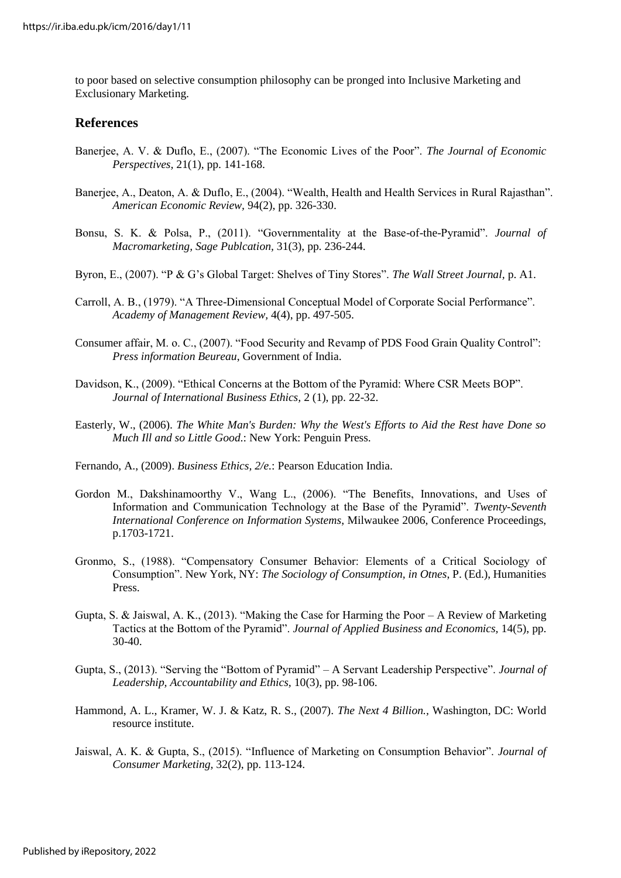to poor based on selective consumption philosophy can be pronged into Inclusive Marketing and Exclusionary Marketing.

## References

Banerjee, A. V. & Duflo, E., (2007). "The Economic Lives of the Poor". *The Journal of Economic Perspectives,* 21(1), pp. 141-168.

Banerjee, A., Deaton, A. & Duflo, E., (2004). "Wealth, Health and Health Services in Rural Rajasthan". *American Economic Review,* 94(2), pp. 326-330.

Bonsu, S. K. & Polsa, P., (2011). "Governmentality at the Base-of-the-Pyramid". *Journal of Macromarketing, Sage Publcation,* 31(3), pp. 236-244.

Byron, E., (2007). "P & G's Global Target: Shelves of Tiny Stores". *The Wall Street Journal,* p. A1.

Carroll, A. B., (1979). "A Three-Dimensional Conceptual Model of Corporate Social Performance". *Academy of Management Review,* 4(4), pp. 497-505.

Consumer affair, M. o. C., (2007). "Food Security and Revamp of PDS Food Grain Quality Control": *Press information Beureau,* Government of India.

Davidson, K., (2009). "Ethical Concerns at the Bottom of the Pyramid: Where CSR Meets BOP". *Journal of International Business Ethics,* 2 (1), pp. 22-32.

Easterly, W., (2006). *The White Man's Burden: Why the West's Efforts to Aid the Rest have Done so Much Ill and so Little Good.*: New York: Penguin Press.

Fernando, A., (2009). *Business Ethics, 2/e.*: Pearson Education India.

Gordon M., Dakshinamoorthy V., Wang L., (2006). "The Benefits, Innovations, and Uses of Information and Communication Technology at the Base of the Pyramid". *Twenty-Seventh International Conference on Information Systems,* Milwaukee 2006, Conference Proceedings, p.1703-1721.

Gronmo, S., (1988). "Compensatory Consumer Behavior: Elements of a Critical Sociology of Consumption". New York, NY: *The Sociology of Consumption, in Otnes,* P. (Ed.), Humanities Press.

Gupta, S. & Jaiswal, A. K., (2013). "Making the Case for Harming the Poor – A Review of Marketing Tactics at the Bottom of the Pyramid". *Journal of Applied Business and Economics,* 14(5), pp. 30-40.

Gupta, S., (2013). "Serving the "Bottom of Pyramid" – A Servant Leadership Perspective". *Journal of Leadership, Accountability and Ethics,* 10(3), pp. 98-106.

Hammond, A. L., Kramer, W. J. & Katz, R. S., (2007). *The Next 4 Billion.,* Washington, DC: World resource institute.

Jaiswal, A. K. & Gupta, S., (2015). "Influence of Marketing on Consumption Behavior". *Journal of Consumer Marketing,* 32(2), pp. 113-124.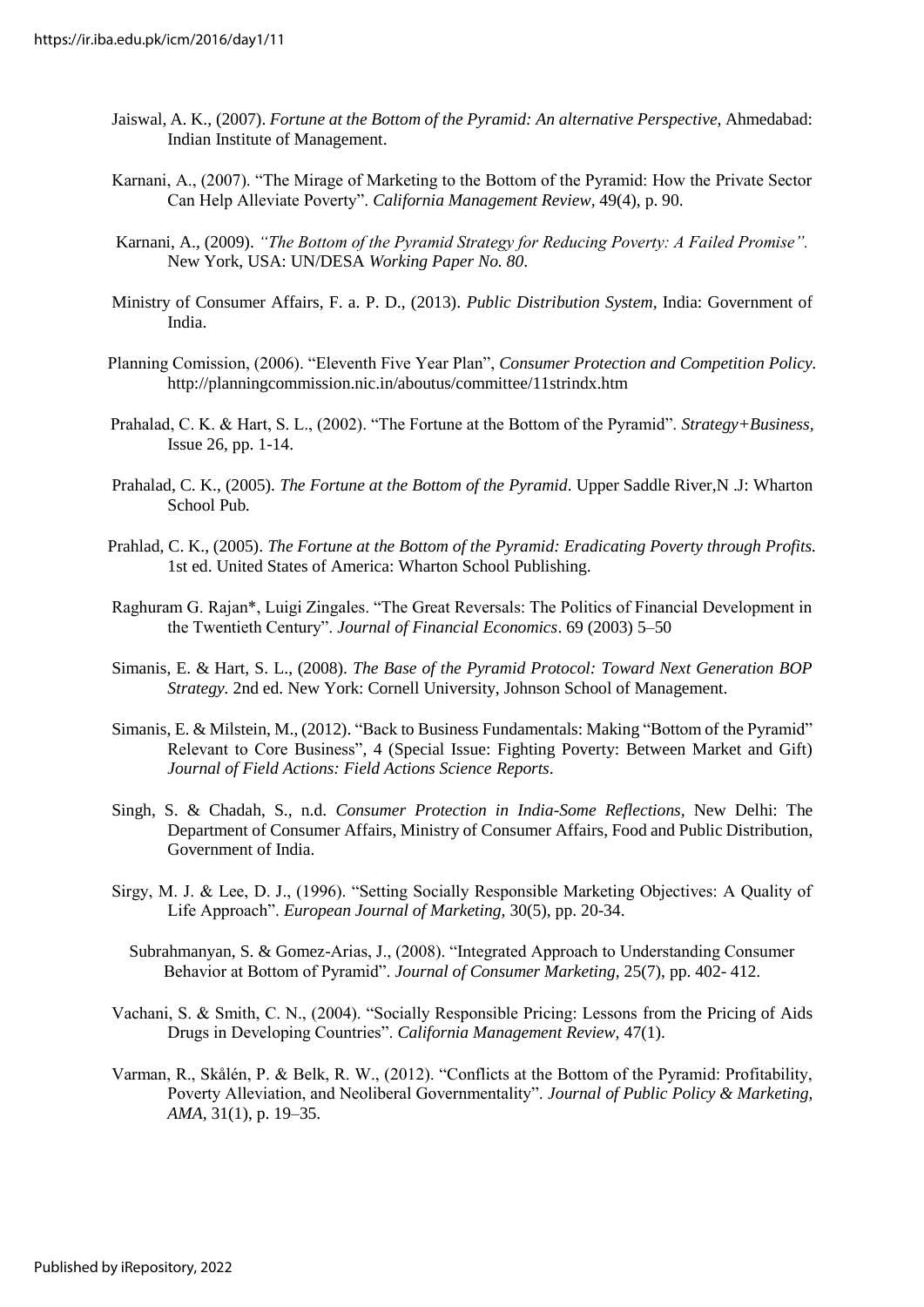Jaiswal, A. K., (2007). *Fortune at the Bottom of the Pyramid: An alternative Perspective,* Ahmedabad: Indian Institute of Management.

Karnani, A., (2007). "The Mirage of Marketing to the Bottom of the Pyramid: How the Private Sector Can Help Alleviate Poverty". *California Management Review,* 49(4), p. 90.

Karnani, A., (2009). *"The Bottom of the Pyramid Strategy for Reducing Poverty: A Failed Promise".* New York, USA: UN/DESA *Working Paper No. 80*.

Ministry of Consumer Affairs, F. a. P. D., (2013). *Public Distribution System,* India: Government of India.

Planning Comission, (2006). "Eleventh Five Year Plan", *Consumer Protection and Competition Policy.* http://planningcommission.nic.in/aboutus/committee/11strindx.htm

Prahalad, C. K. & Hart, S. L., (2002). "The Fortune at the Bottom of the Pyramid". *Strategy+Business,* Issue 26, pp. 1-14.

Prahalad, C. K., (2005). *The Fortune at the Bottom of the Pyramid*. Upper Saddle River,N .J: Wharton School Pub.

Prahlad, C. K., (2005). *The Fortune at the Bottom of the Pyramid: Eradicating Poverty through Profits.* 1st ed. United States of America: Wharton School Publishing.

Raghuram G. Rajan*, Luigi Zingales. "The Great Reversals: The Politics of Financial Development in the Twentieth Century". *Journal of Financial Economics*. 69 (2003) 5–50

Simanis, E. & Hart, S. L., (2008). *The Base of the Pyramid Protocol: Toward Next Generation BOP Strategy.* 2nd ed. New York: Cornell University, Johnson School of Management.

Simanis, E. & Milstein, M., (2012). "Back to Business Fundamentals: Making "Bottom of the Pyramid" Relevant to Core Business", 4 (Special Issue: Fighting Poverty: Between Market and Gift) *Journal of Field Actions: Field Actions Science Reports*.

Singh, S. & Chadah, S., n.d. *Consumer Protection in India-Some Reflections,* New Delhi: The Department of Consumer Affairs, Ministry of Consumer Affairs, Food and Public Distribution, Government of India.

Sirgy, M. J. & Lee, D. J., (1996). "Setting Socially Responsible Marketing Objectives: A Quality of Life Approach". *European Journal of Marketing,* 30(5), pp. 20-34.

Subrahmanyan, S. & Gomez-Arias, J., (2008). "Integrated Approach to Understanding Consumer Behavior at Bottom of Pyramid". *Journal of Consumer Marketing,* 25(7), pp. 402- 412.

Vachani, S. & Smith, C. N., (2004). "Socially Responsible Pricing: Lessons from the Pricing of Aids Drugs in Developing Countries". *California Management Review,* 47(1).

Varman, R., Skålén, P. & Belk, R. W., (2012). "Conflicts at the Bottom of the Pyramid: Profitability, Poverty Alleviation, and Neoliberal Governmentality". *Journal of Public Policy & Marketing, AMA,* 31(1), p. 19–35.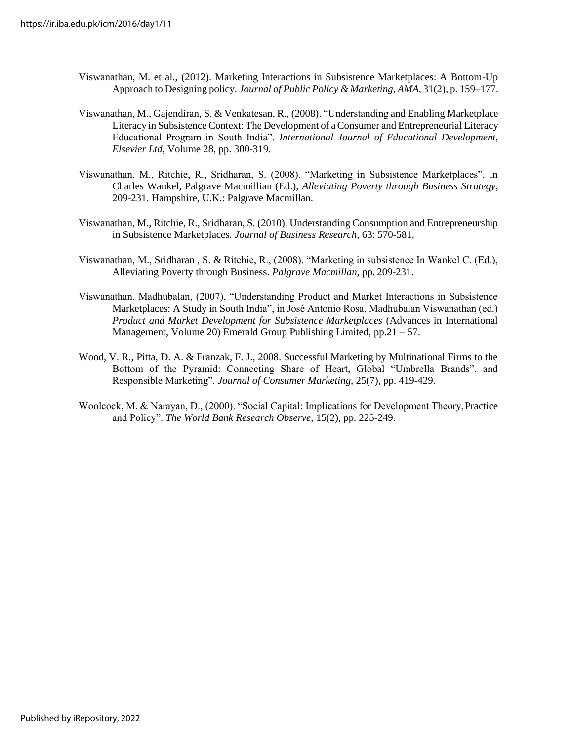Viswanathan, M. et al., (2012). Marketing Interactions in Subsistence Marketplaces: A Bottom-Up Approach to Designing policy. *Journal of Public Policy & Marketing, AMA*, 31(2), p. 159–177.

Viswanathan, M., Gajendiran, S. & Venkatesan, R., (2008). "Understanding and Enabling Marketplace Literacy in Subsistence Context: The Development of a Consumer and Entrepreneurial Literacy Educational Program in South India". *International Journal of Educational Development, Elsevier Ltd*, Volume 28, pp. 300-319.

Viswanathan, M., Ritchie, R., Sridharan, S. (2008). "Marketing in Subsistence Marketplaces". In Charles Wankel, Palgrave Macmillian (Ed.), *Alleviating Poverty through Business Strategy*, 209-231. Hampshire, U.K.: Palgrave Macmillan.

Viswanathan, M., Ritchie, R., Sridharan, S. (2010). Understanding Consumption and Entrepreneurship in Subsistence Marketplaces. *Journal of Business Research*, 63: 570-581.

Viswanathan, M., Sridharan , S. & Ritchie, R., (2008). "Marketing in subsistence In Wankel C. (Ed.), Alleviating Poverty through Business. *Palgrave Macmillan*, pp. 209-231.

Viswanathan, Madhubalan, (2007), "Understanding Product and Market Interactions in Subsistence Marketplaces: A Study in South India", in José Antonio Rosa, Madhubalan Viswanathan (ed.) *Product and Market Development for Subsistence Marketplaces* (Advances in International Management, Volume 20) Emerald Group Publishing Limited, pp.21 – 57.

Wood, V. R., Pitta, D. A. & Franzak, F. J., 2008. Successful Marketing by Multinational Firms to the Bottom of the Pyramid: Connecting Share of Heart, Global "Umbrella Brands", and Responsible Marketing". *Journal of Consumer Marketing*, 25(7), pp. 419-429.

Woolcock, M. & Narayan, D., (2000). "Social Capital: Implications for Development Theory, Practice and Policy". *The World Bank Research Observe*, 15(2), pp. 225-249.